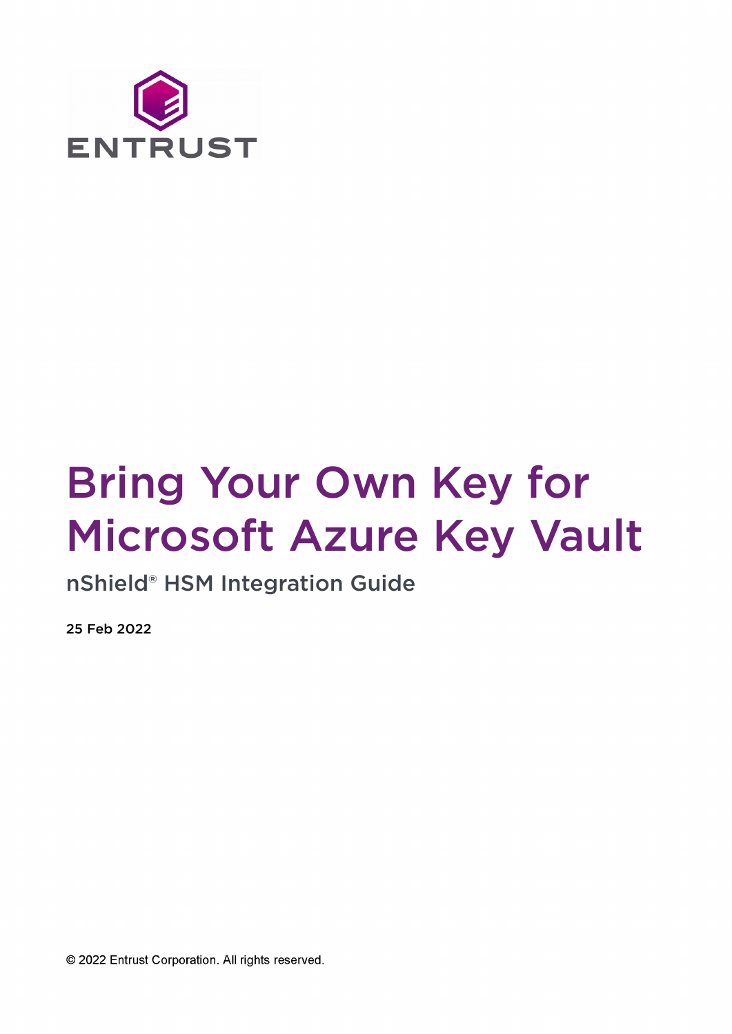ENTRUST

# Bring Your Own Key for Microsoft Azure Key Vault

## nShield® HSM Integration Guide

25 Feb 2022

© 2022 Entrust Corporation. All rights reserved.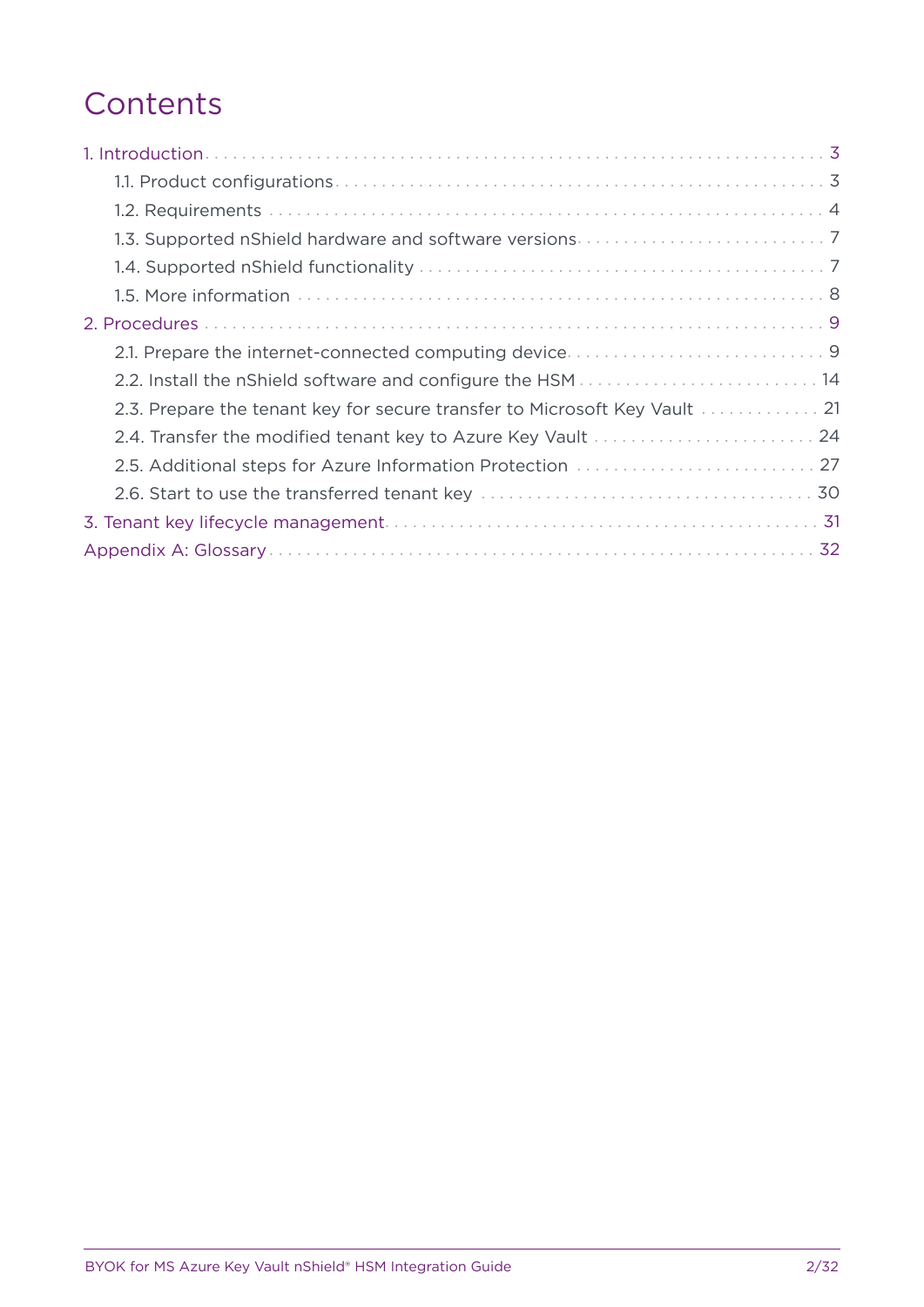# Contents

- 1. Introduction . . . 3
  - 1.1. Product configurations . . . 3
  - 1.2. Requirements . . . 4
  - 1.3. Supported nShield hardware and software versions . . . 7
  - 1.4. Supported nShield functionality . . . 7
  - 1.5. More information . . . 8
- 2. Procedures . . . 9
  - 2.1. Prepare the internet-connected computing device . . . 9
  - 2.2. Install the nShield software and configure the HSM . . . 14
  - 2.3. Prepare the tenant key for secure transfer to Microsoft Key Vault . . . 21
  - 2.4. Transfer the modified tenant key to Azure Key Vault . . . 24
  - 2.5. Additional steps for Azure Information Protection . . . 27
  - 2.6. Start to use the transferred tenant key . . . 30
- 3. Tenant key lifecycle management . . . 31
- Appendix A: Glossary . . . 32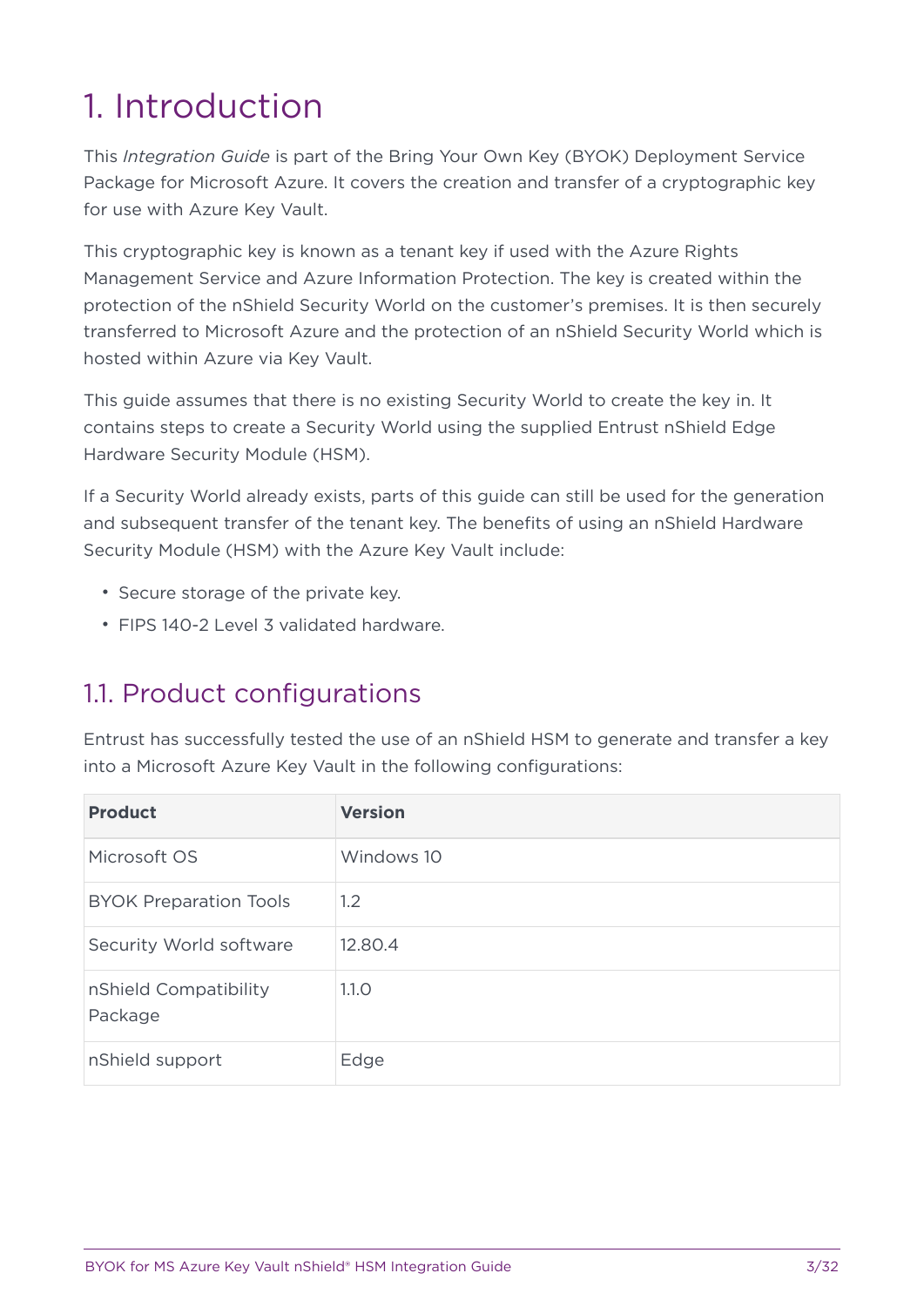# 1. Introduction

This *Integration Guide* is part of the Bring Your Own Key (BYOK) Deployment Service Package for Microsoft Azure. It covers the creation and transfer of a cryptographic key for use with Azure Key Vault.

This cryptographic key is known as a tenant key if used with the Azure Rights Management Service and Azure Information Protection. The key is created within the protection of the nShield Security World on the customer's premises. It is then securely transferred to Microsoft Azure and the protection of an nShield Security World which is hosted within Azure via Key Vault.

This guide assumes that there is no existing Security World to create the key in. It contains steps to create a Security World using the supplied Entrust nShield Edge Hardware Security Module (HSM).

If a Security World already exists, parts of this guide can still be used for the generation and subsequent transfer of the tenant key. The benefits of using an nShield Hardware Security Module (HSM) with the Azure Key Vault include:

- Secure storage of the private key.
- FIPS 140-2 Level 3 validated hardware.

## 1.1. Product configurations

Entrust has successfully tested the use of an nShield HSM to generate and transfer a key into a Microsoft Azure Key Vault in the following configurations:

| Product | Version |
|---|---|
| Microsoft OS | Windows 10 |
| BYOK Preparation Tools | 1.2 |
| Security World software | 12.80.4 |
| nShield Compatibility Package | 1.1.0 |
| nShield support | Edge |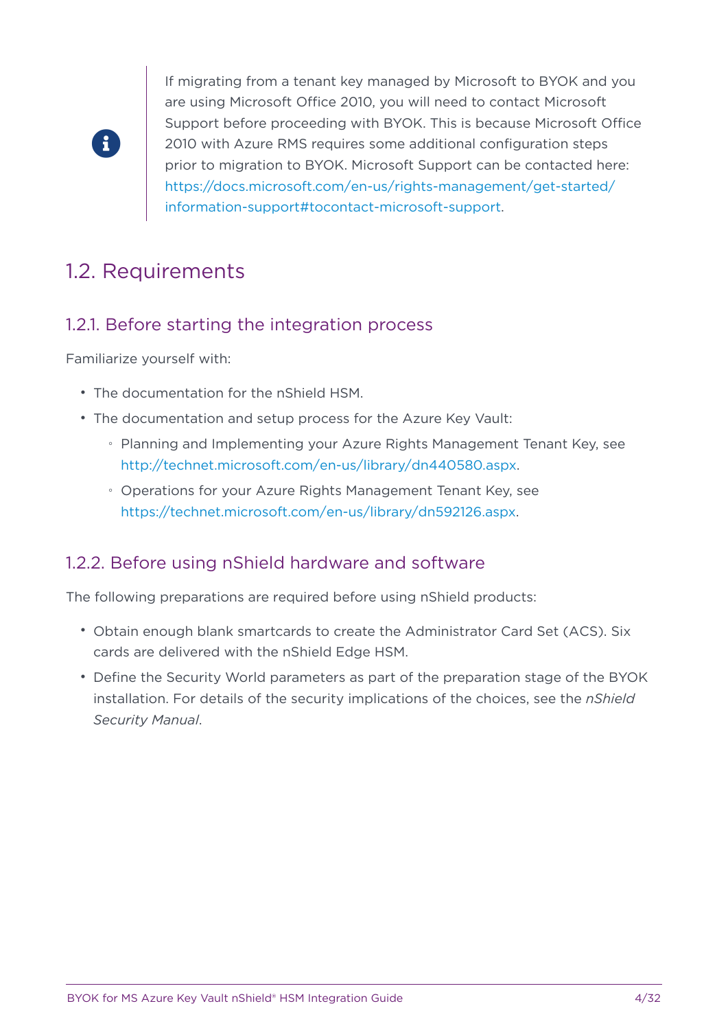> If migrating from a tenant key managed by Microsoft to BYOK and you are using Microsoft Office 2010, you will need to contact Microsoft Support before proceeding with BYOK. This is because Microsoft Office 2010 with Azure RMS requires some additional configuration steps prior to migration to BYOK. Microsoft Support can be contacted here: https://docs.microsoft.com/en-us/rights-management/get-started/information-support#tocontact-microsoft-support.

## 1.2. Requirements

### 1.2.1. Before starting the integration process

Familiarize yourself with:

- The documentation for the nShield HSM.
- The documentation and setup process for the Azure Key Vault:
  - Planning and Implementing your Azure Rights Management Tenant Key, see http://technet.microsoft.com/en-us/library/dn440580.aspx.
  - Operations for your Azure Rights Management Tenant Key, see https://technet.microsoft.com/en-us/library/dn592126.aspx.

### 1.2.2. Before using nShield hardware and software

The following preparations are required before using nShield products:

- Obtain enough blank smartcards to create the Administrator Card Set (ACS). Six cards are delivered with the nShield Edge HSM.
- Define the Security World parameters as part of the preparation stage of the BYOK installation. For details of the security implications of the choices, see the *nShield Security Manual*.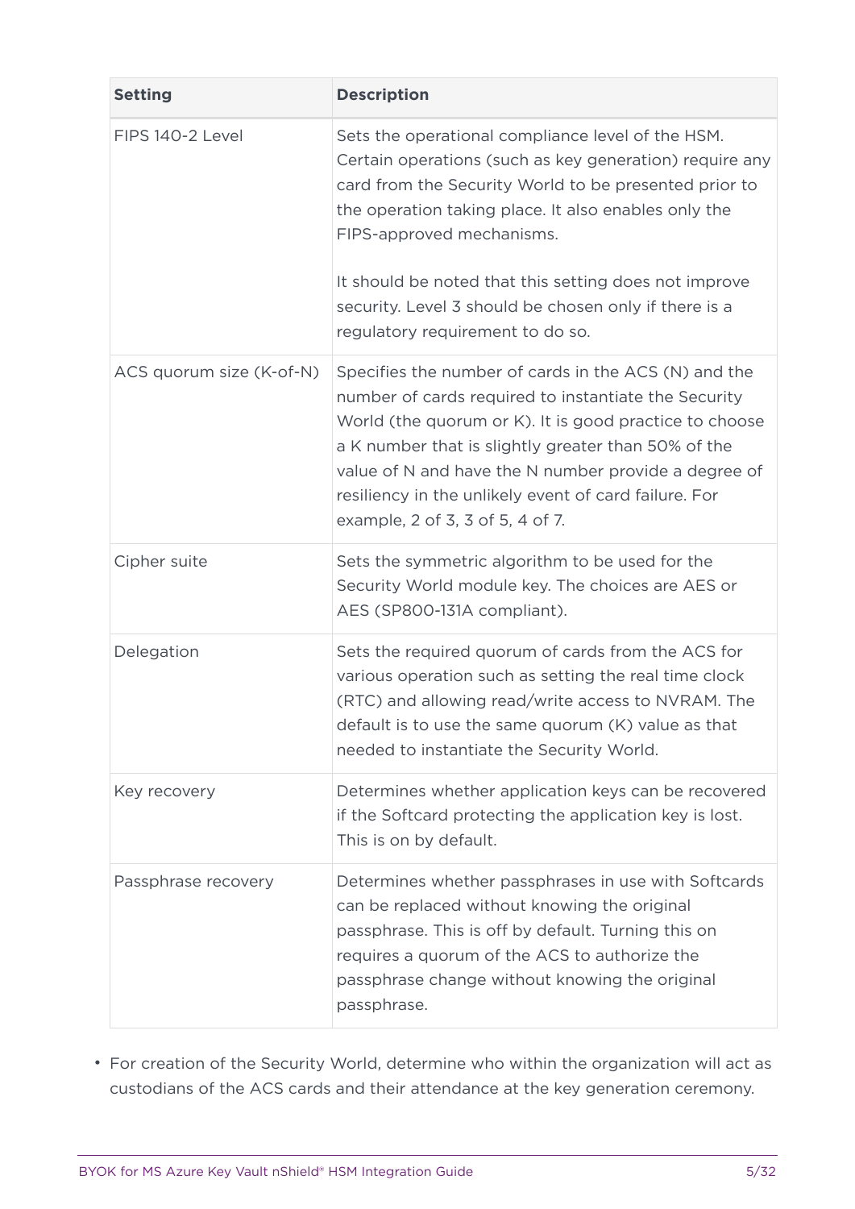| Setting | Description |
| --- | --- |
| FIPS 140-2 Level | Sets the operational compliance level of the HSM. Certain operations (such as key generation) require any card from the Security World to be presented prior to the operation taking place. It also enables only the FIPS-approved mechanisms.<br><br>It should be noted that this setting does not improve security. Level 3 should be chosen only if there is a regulatory requirement to do so. |
| ACS quorum size (K-of-N) | Specifies the number of cards in the ACS (N) and the number of cards required to instantiate the Security World (the quorum or K). It is good practice to choose a K number that is slightly greater than 50% of the value of N and have the N number provide a degree of resiliency in the unlikely event of card failure. For example, 2 of 3, 3 of 5, 4 of 7. |
| Cipher suite | Sets the symmetric algorithm to be used for the Security World module key. The choices are AES or AES (SP800-131A compliant). |
| Delegation | Sets the required quorum of cards from the ACS for various operation such as setting the real time clock (RTC) and allowing read/write access to NVRAM. The default is to use the same quorum (K) value as that needed to instantiate the Security World. |
| Key recovery | Determines whether application keys can be recovered if the Softcard protecting the application key is lost. This is on by default. |
| Passphrase recovery | Determines whether passphrases in use with Softcards can be replaced without knowing the original passphrase. This is off by default. Turning this on requires a quorum of the ACS to authorize the passphrase change without knowing the original passphrase. |

- For creation of the Security World, determine who within the organization will act as custodians of the ACS cards and their attendance at the key generation ceremony.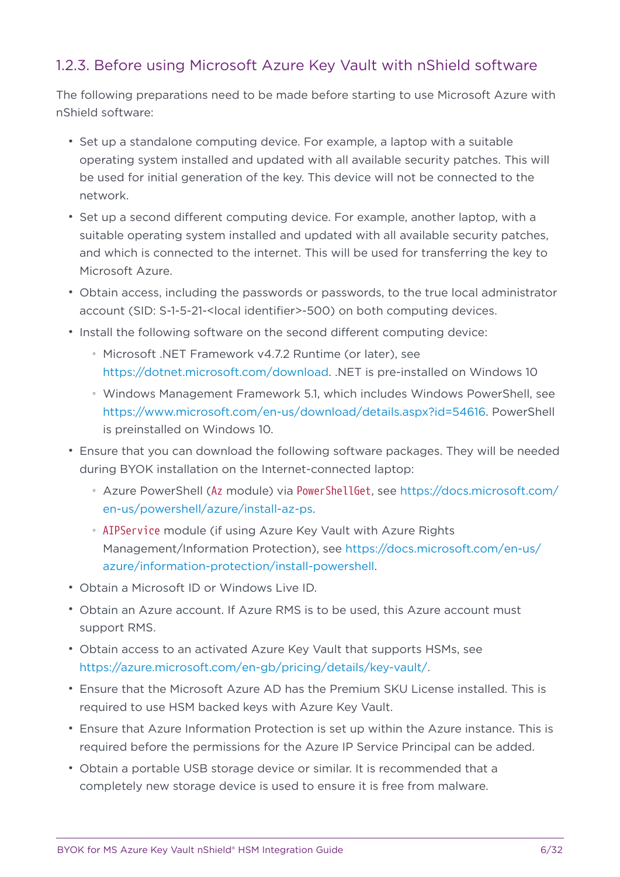### 1.2.3. Before using Microsoft Azure Key Vault with nShield software

The following preparations need to be made before starting to use Microsoft Azure with nShield software:

- Set up a standalone computing device. For example, a laptop with a suitable operating system installed and updated with all available security patches. This will be used for initial generation of the key. This device will not be connected to the network.
- Set up a second different computing device. For example, another laptop, with a suitable operating system installed and updated with all available security patches, and which is connected to the internet. This will be used for transferring the key to Microsoft Azure.
- Obtain access, including the passwords or passwords, to the true local administrator account (SID: S-1-5-21-<local identifier>-500) on both computing devices.
- Install the following software on the second different computing device:
  - Microsoft .NET Framework v4.7.2 Runtime (or later), see https://dotnet.microsoft.com/download. .NET is pre-installed on Windows 10
  - Windows Management Framework 5.1, which includes Windows PowerShell, see https://www.microsoft.com/en-us/download/details.aspx?id=54616. PowerShell is preinstalled on Windows 10.
- Ensure that you can download the following software packages. They will be needed during BYOK installation on the Internet-connected laptop:
  - Azure PowerShell (`Az` module) via `PowerShellGet`, see https://docs.microsoft.com/en-us/powershell/azure/install-az-ps.
  - `AIPService` module (if using Azure Key Vault with Azure Rights Management/Information Protection), see https://docs.microsoft.com/en-us/azure/information-protection/install-powershell.
- Obtain a Microsoft ID or Windows Live ID.
- Obtain an Azure account. If Azure RMS is to be used, this Azure account must support RMS.
- Obtain access to an activated Azure Key Vault that supports HSMs, see https://azure.microsoft.com/en-gb/pricing/details/key-vault/.
- Ensure that the Microsoft Azure AD has the Premium SKU License installed. This is required to use HSM backed keys with Azure Key Vault.
- Ensure that Azure Information Protection is set up within the Azure instance. This is required before the permissions for the Azure IP Service Principal can be added.
- Obtain a portable USB storage device or similar. It is recommended that a completely new storage device is used to ensure it is free from malware.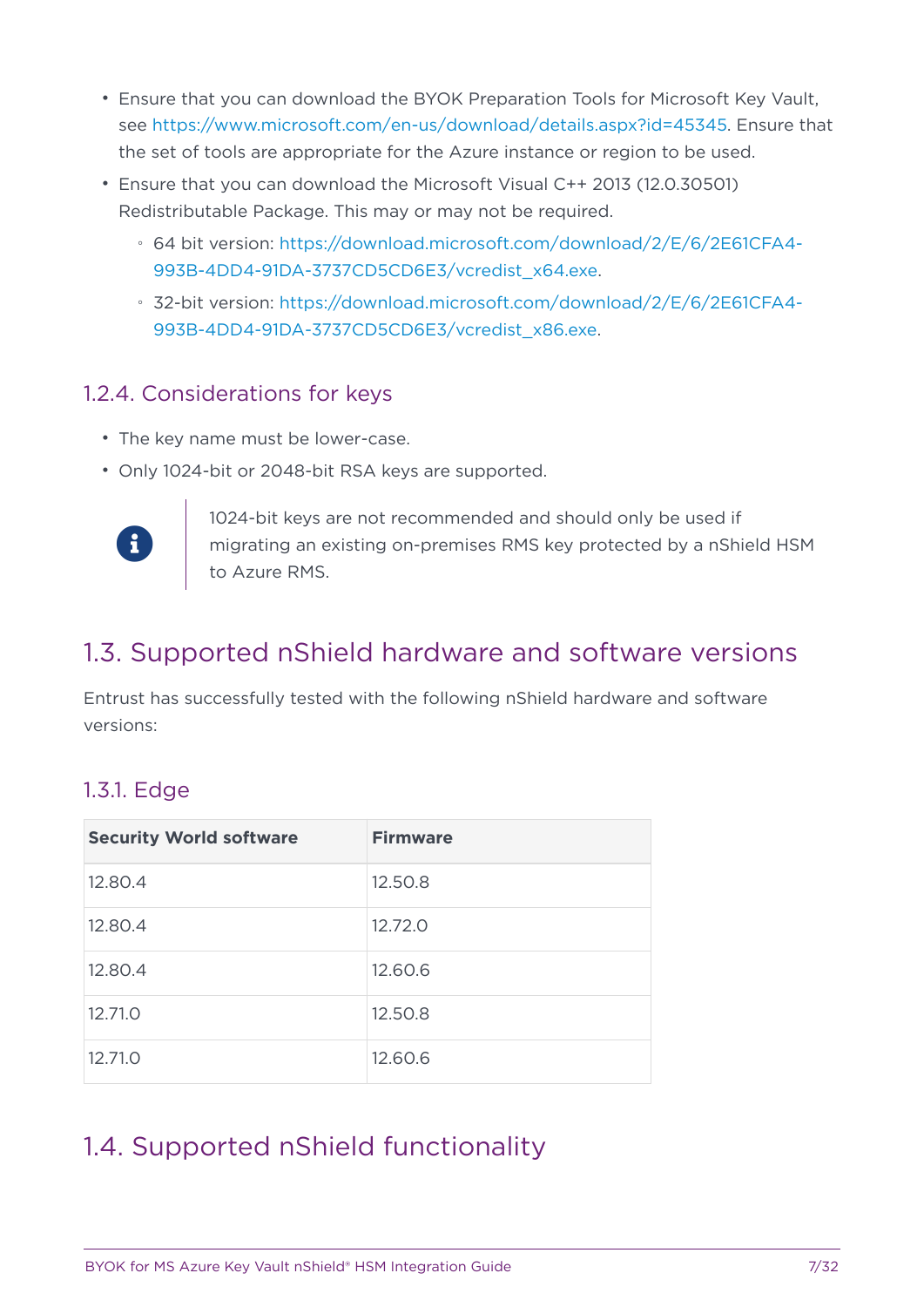- Ensure that you can download the BYOK Preparation Tools for Microsoft Key Vault, see https://www.microsoft.com/en-us/download/details.aspx?id=45345. Ensure that the set of tools are appropriate for the Azure instance or region to be used.
- Ensure that you can download the Microsoft Visual C++ 2013 (12.0.30501) Redistributable Package. This may or may not be required.
  - 64 bit version: https://download.microsoft.com/download/2/E/6/2E61CFA4-993B-4DD4-91DA-3737CD5CD6E3/vcredist_x64.exe.
  - 32-bit version: https://download.microsoft.com/download/2/E/6/2E61CFA4-993B-4DD4-91DA-3737CD5CD6E3/vcredist_x86.exe.

### 1.2.4. Considerations for keys

- The key name must be lower-case.
- Only 1024-bit or 2048-bit RSA keys are supported.

> 1024-bit keys are not recommended and should only be used if migrating an existing on-premises RMS key protected by a nShield HSM to Azure RMS.

## 1.3. Supported nShield hardware and software versions

Entrust has successfully tested with the following nShield hardware and software versions:

### 1.3.1. Edge

| Security World software | Firmware |
| --- | --- |
| 12.80.4 | 12.50.8 |
| 12.80.4 | 12.72.0 |
| 12.80.4 | 12.60.6 |
| 12.71.0 | 12.50.8 |
| 12.71.0 | 12.60.6 |

## 1.4. Supported nShield functionality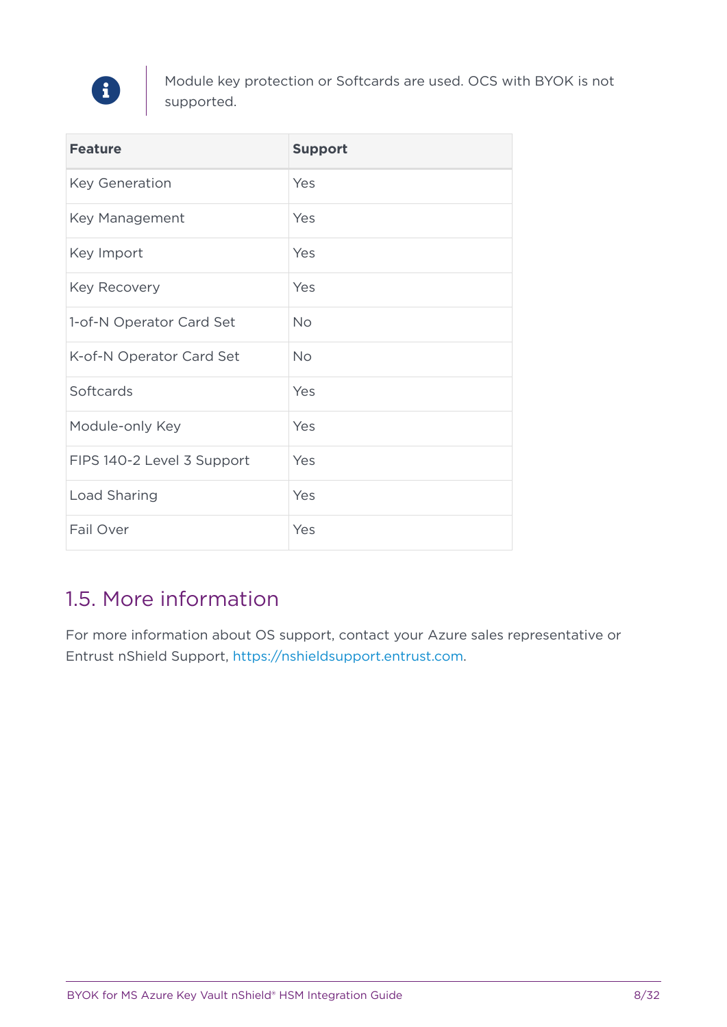> Module key protection or Softcards are used. OCS with BYOK is not supported.

| Feature | Support |
|---|---|
| Key Generation | Yes |
| Key Management | Yes |
| Key Import | Yes |
| Key Recovery | Yes |
| 1-of-N Operator Card Set | No |
| K-of-N Operator Card Set | No |
| Softcards | Yes |
| Module-only Key | Yes |
| FIPS 140-2 Level 3 Support | Yes |
| Load Sharing | Yes |
| Fail Over | Yes |

## 1.5. More information

For more information about OS support, contact your Azure sales representative or Entrust nShield Support, https://nshieldsupport.entrust.com.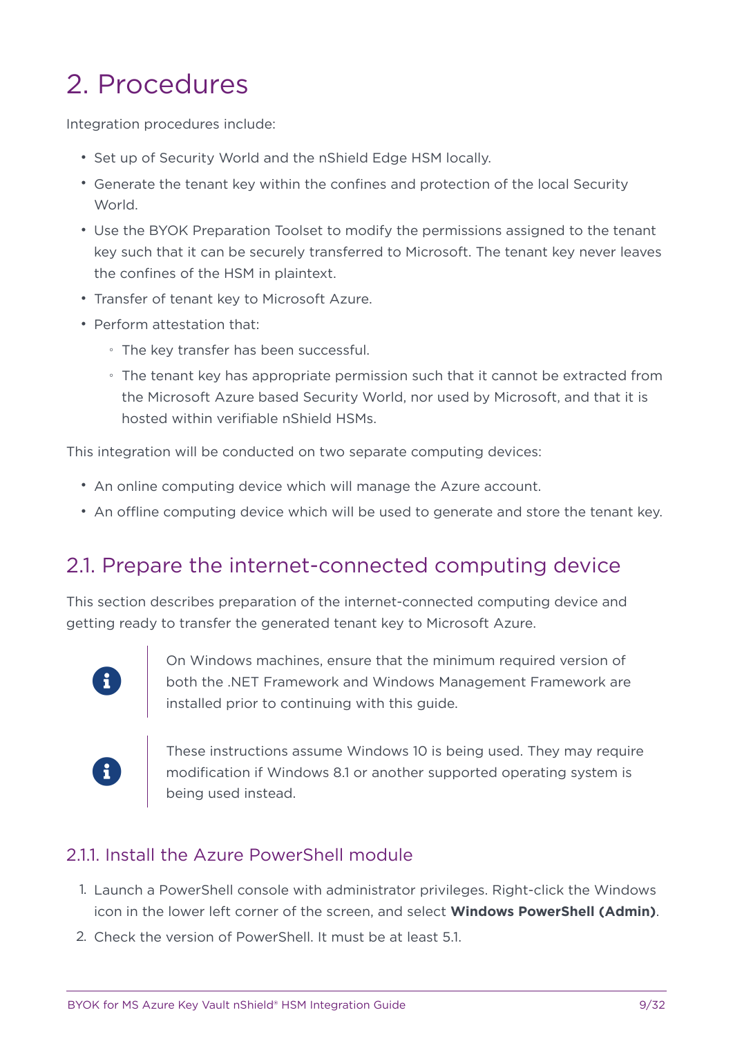# 2. Procedures

Integration procedures include:

- Set up of Security World and the nShield Edge HSM locally.
- Generate the tenant key within the confines and protection of the local Security World.
- Use the BYOK Preparation Toolset to modify the permissions assigned to the tenant key such that it can be securely transferred to Microsoft. The tenant key never leaves the confines of the HSM in plaintext.
- Transfer of tenant key to Microsoft Azure.
- Perform attestation that:
  - The key transfer has been successful.
  - The tenant key has appropriate permission such that it cannot be extracted from the Microsoft Azure based Security World, nor used by Microsoft, and that it is hosted within verifiable nShield HSMs.

This integration will be conducted on two separate computing devices:

- An online computing device which will manage the Azure account.
- An offline computing device which will be used to generate and store the tenant key.

## 2.1. Prepare the internet-connected computing device

This section describes preparation of the internet-connected computing device and getting ready to transfer the generated tenant key to Microsoft Azure.

> On Windows machines, ensure that the minimum required version of both the .NET Framework and Windows Management Framework are installed prior to continuing with this guide.

> These instructions assume Windows 10 is being used. They may require modification if Windows 8.1 or another supported operating system is being used instead.

### 2.1.1. Install the Azure PowerShell module

1. Launch a PowerShell console with administrator privileges. Right-click the Windows icon in the lower left corner of the screen, and select **Windows PowerShell (Admin)**.
2. Check the version of PowerShell. It must be at least 5.1.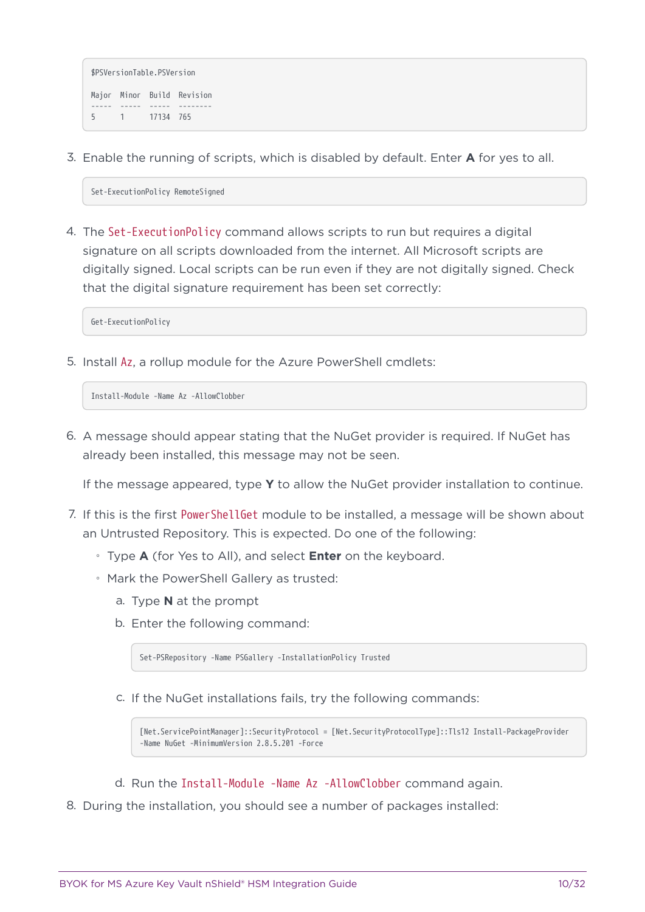```
$PSVersionTable.PSVersion

Major  Minor  Build  Revision
-----  -----  -----  --------
5      1      17134  765
```

3. Enable the running of scripts, which is disabled by default. Enter **A** for yes to all.

   ```
   Set-ExecutionPolicy RemoteSigned
   ```

4. The `Set-ExecutionPolicy` command allows scripts to run but requires a digital signature on all scripts downloaded from the internet. All Microsoft scripts are digitally signed. Local scripts can be run even if they are not digitally signed. Check that the digital signature requirement has been set correctly:

   ```
   Get-ExecutionPolicy
   ```

5. Install `Az`, a rollup module for the Azure PowerShell cmdlets:

   ```
   Install-Module -Name Az -AllowClobber
   ```

6. A message should appear stating that the NuGet provider is required. If NuGet has already been installed, this message may not be seen.

   If the message appeared, type **Y** to allow the NuGet provider installation to continue.

7. If this is the first `PowerShellGet` module to be installed, a message will be shown about an Untrusted Repository. This is expected. Do one of the following:
   - Type **A** (for Yes to All), and select **Enter** on the keyboard.
   - Mark the PowerShell Gallery as trusted:
     a. Type **N** at the prompt
     b. Enter the following command:

        ```
        Set-PSRepository -Name PSGallery -InstallationPolicy Trusted
        ```

     c. If the NuGet installations fails, try the following commands:

        ```
        [Net.ServicePointManager]::SecurityProtocol = [Net.SecurityProtocolType]::Tls12 Install-PackageProvider
        -Name NuGet -MinimumVersion 2.8.5.201 -Force
        ```

     d. Run the `Install-Module -Name Az -AllowClobber` command again.

8. During the installation, you should see a number of packages installed: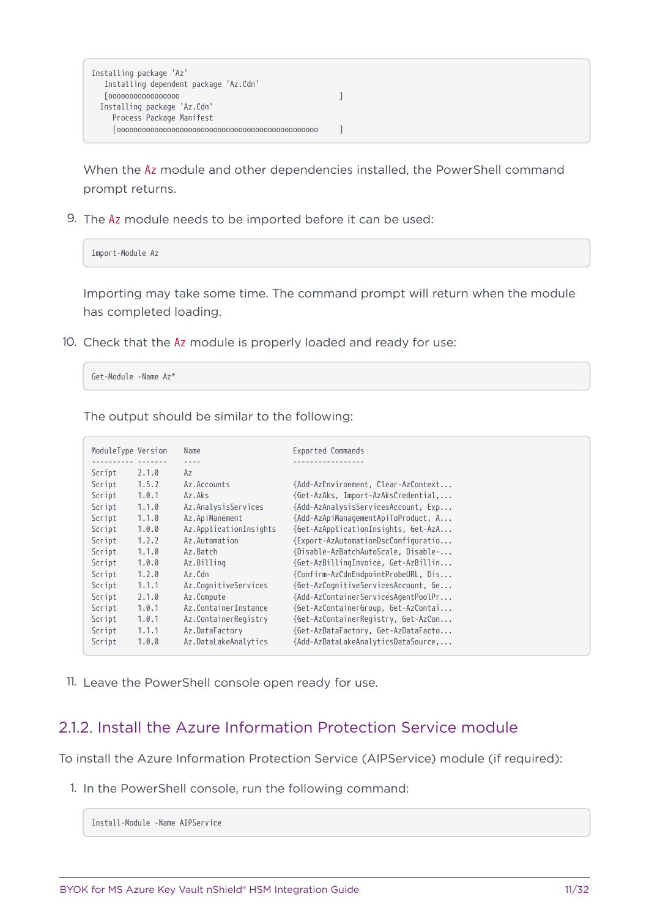```
Installing package 'Az'
   Installing dependent package 'Az.Cdn'
   [ooooooooooooooooo                                              ]
  Installing package 'Az.Cdn'
     Process Package Manifest
     [ooooooooooooooooooooooooooooooooooooooooooooooooo     ]
```

When the `Az` module and other dependencies installed, the PowerShell command prompt returns.

9. The `Az` module needs to be imported before it can be used:

```
Import-Module Az
```

Importing may take some time. The command prompt will return when the module has completed loading.

10. Check that the `Az` module is properly loaded and ready for use:

```
Get-Module -Name Az*
```

The output should be similar to the following:

```
ModuleType Version    Name                      Exported Commands
---------- -------    ----                      -----------------
Script     2.1.0      Az
Script     1.5.2      Az.Accounts               {Add-AzEnvironment, Clear-AzContext...
Script     1.0.1      Az.Aks                    {Get-AzAks, Import-AzAksCredential,...
Script     1.1.0      Az.AnalysisServices       {Add-AzAnalysisServicesAccount, Exp...
Script     1.1.0      Az.ApiManagement          {Add-AzApiManagementApiToProduct, A...
Script     1.0.0      Az.ApplicationInsights    {Get-AzApplicationInsights, Get-AzA...
Script     1.2.2      Az.Automation             {Export-AzAutomationDscConfiguratio...
Script     1.1.0      Az.Batch                  {Disable-AzBatchAutoScale, Disable-...
Script     1.0.0      Az.Billing                {Get-AzBillingInvoice, Get-AzBillin...
Script     1.2.0      Az.Cdn                    {Confirm-AzCdnEndpointProbeURL, Dis...
Script     1.1.1      Az.CognitiveServices      {Get-AzCognitiveServicesAccount, Ge...
Script     2.1.0      Az.Compute                {Add-AzContainerServicesAgentPoolPr...
Script     1.0.1      Az.ContainerInstance      {Get-AzContainerGroup, Get-AzContai...
Script     1.0.1      Az.ContainerRegistry      {Get-AzContainerRegistry, Get-AzCon...
Script     1.1.1      Az.DataFactory            {Get-AzDataFactory, Get-AzDataFacto...
Script     1.0.0      Az.DataLakeAnalytics      {Add-AzDataLakeAnalyticsDataSource,...
```

11. Leave the PowerShell console open ready for use.

### 2.1.2. Install the Azure Information Protection Service module

To install the Azure Information Protection Service (AIPService) module (if required):

1. In the PowerShell console, run the following command:

```
Install-Module -Name AIPService
```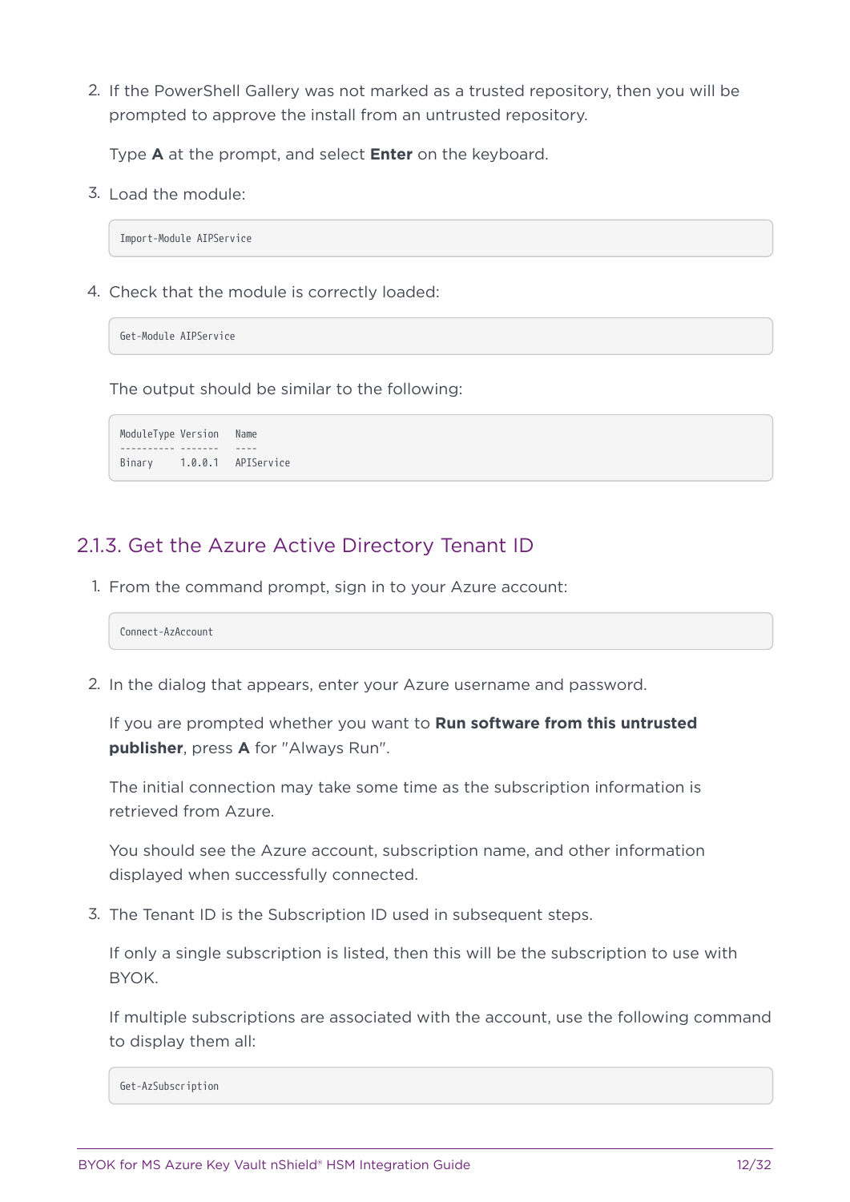2. If the PowerShell Gallery was not marked as a trusted repository, then you will be prompted to approve the install from an untrusted repository.

   Type **A** at the prompt, and select **Enter** on the keyboard.

3. Load the module:

   ```
   Import-Module AIPService
   ```

4. Check that the module is correctly loaded:

   ```
   Get-Module AIPService
   ```

   The output should be similar to the following:

   ```
   ModuleType Version   Name
   ---------- -------   ----
   Binary     1.0.0.1   APIService
   ```

### 2.1.3. Get the Azure Active Directory Tenant ID

1. From the command prompt, sign in to your Azure account:

   ```
   Connect-AzAccount
   ```

2. In the dialog that appears, enter your Azure username and password.

   If you are prompted whether you want to **Run software from this untrusted publisher**, press **A** for "Always Run".

   The initial connection may take some time as the subscription information is retrieved from Azure.

   You should see the Azure account, subscription name, and other information displayed when successfully connected.

3. The Tenant ID is the Subscription ID used in subsequent steps.

   If only a single subscription is listed, then this will be the subscription to use with BYOK.

   If multiple subscriptions are associated with the account, use the following command to display them all:

   ```
   Get-AzSubscription
   ```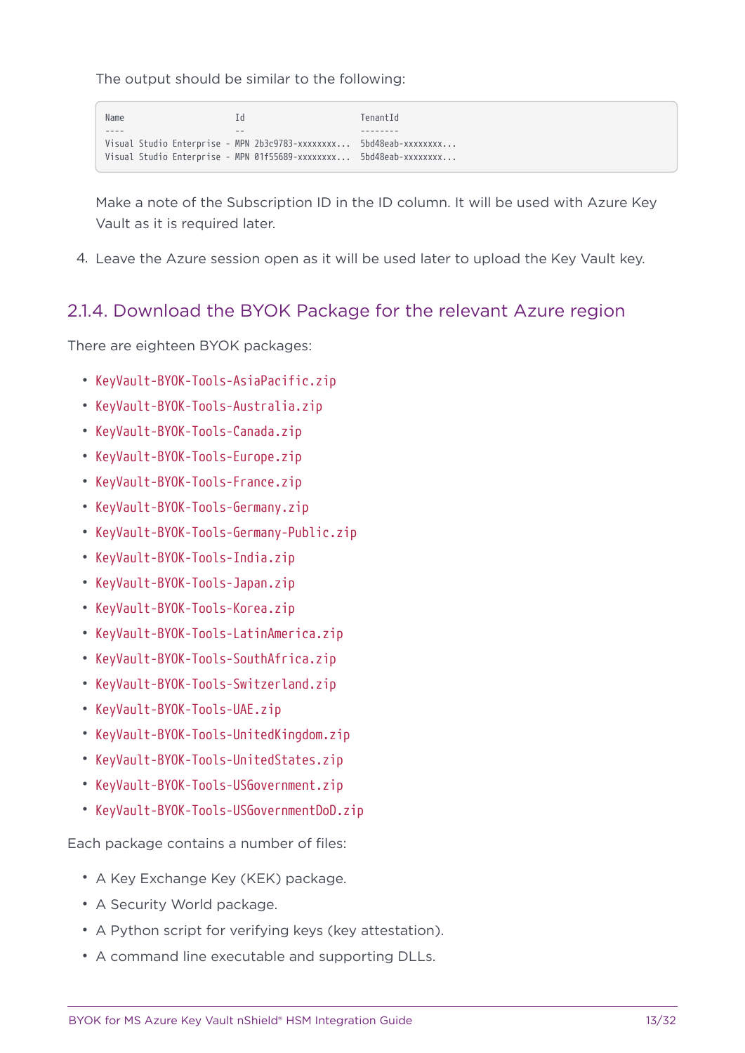The output should be similar to the following:

```
Name                        Id                         TenantId
----                        --                         --------
Visual Studio Enterprise - MPN 2b3c9783-xxxxxxxx...  5bd48eab-xxxxxxxx...
Visual Studio Enterprise - MPN 01f55689-xxxxxxxx...  5bd48eab-xxxxxxxx...
```

Make a note of the Subscription ID in the ID column. It will be used with Azure Key Vault as it is required later.

4. Leave the Azure session open as it will be used later to upload the Key Vault key.

### 2.1.4. Download the BYOK Package for the relevant Azure region

There are eighteen BYOK packages:

- `KeyVault-BYOK-Tools-AsiaPacific.zip`
- `KeyVault-BYOK-Tools-Australia.zip`
- `KeyVault-BYOK-Tools-Canada.zip`
- `KeyVault-BYOK-Tools-Europe.zip`
- `KeyVault-BYOK-Tools-France.zip`
- `KeyVault-BYOK-Tools-Germany.zip`
- `KeyVault-BYOK-Tools-Germany-Public.zip`
- `KeyVault-BYOK-Tools-India.zip`
- `KeyVault-BYOK-Tools-Japan.zip`
- `KeyVault-BYOK-Tools-Korea.zip`
- `KeyVault-BYOK-Tools-LatinAmerica.zip`
- `KeyVault-BYOK-Tools-SouthAfrica.zip`
- `KeyVault-BYOK-Tools-Switzerland.zip`
- `KeyVault-BYOK-Tools-UAE.zip`
- `KeyVault-BYOK-Tools-UnitedKingdom.zip`
- `KeyVault-BYOK-Tools-UnitedStates.zip`
- `KeyVault-BYOK-Tools-USGovernment.zip`
- `KeyVault-BYOK-Tools-USGovernmentDoD.zip`

Each package contains a number of files:

- A Key Exchange Key (KEK) package.
- A Security World package.
- A Python script for verifying keys (key attestation).
- A command line executable and supporting DLLs.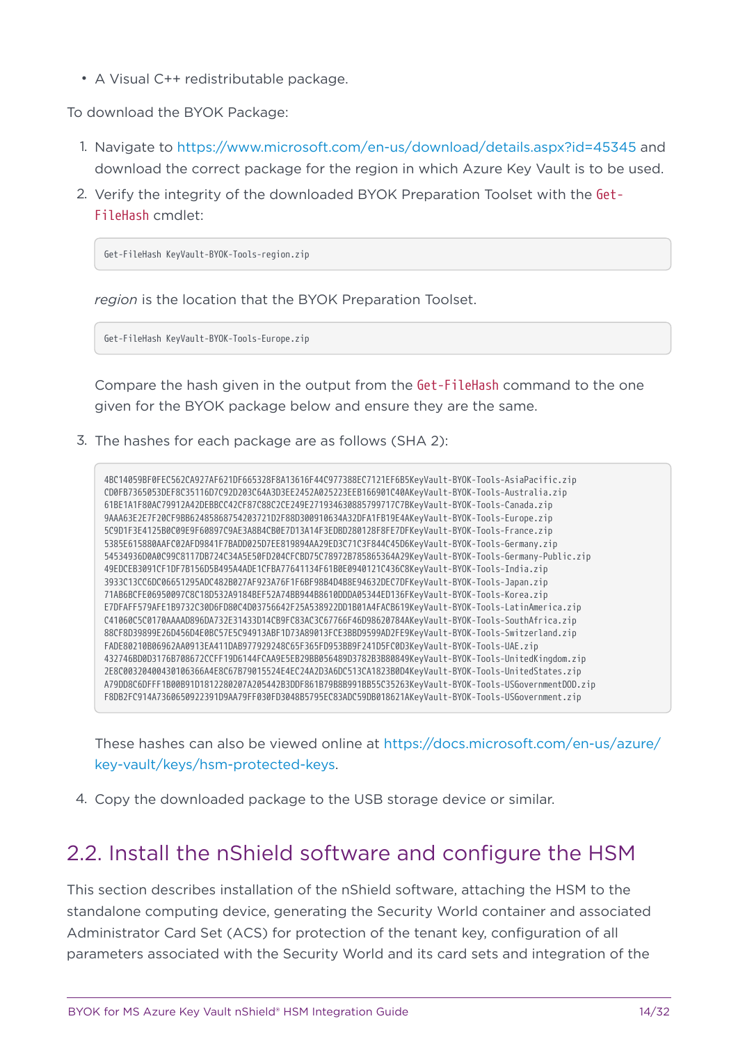- A Visual C++ redistributable package.

To download the BYOK Package:

1. Navigate to https://www.microsoft.com/en-us/download/details.aspx?id=45345 and download the correct package for the region in which Azure Key Vault is to be used.
2. Verify the integrity of the downloaded BYOK Preparation Toolset with the `Get-FileHash` cmdlet:

   ```
   Get-FileHash KeyVault-BYOK-Tools-region.zip
   ```

   *region* is the location that the BYOK Preparation Toolset.

   ```
   Get-FileHash KeyVault-BYOK-Tools-Europe.zip
   ```

   Compare the hash given in the output from the `Get-FileHash` command to the one given for the BYOK package below and ensure they are the same.

3. The hashes for each package are as follows (SHA 2):

   ```
   4BC14059BF0FEC562CA927AF621DF665328F8A13616F44C977388EC7121EF6B5KeyVault-BYOK-Tools-AsiaPacific.zip
   CD0FB7365053DEF8C35116D7C92D203C64A3D3EE2452A025223EEB166901C40AKeyVault-BYOK-Tools-Australia.zip
   61BE1A1F80AC79912A42DEBBCC42CF87C88C2CE249E271934630885799717C7BKeyVault-BYOK-Tools-Canada.zip
   9AAA63E2E7F20CF9BB62485868754203721D2F88D300910634A32DFA1FB19E4AKeyVault-BYOK-Tools-Europe.zip
   5C9D1F3E4125B0C09E9F60897C9AE3A8B4CB0E7D13A14F3EDBD280128F8FE7DFKeyVault-BYOK-Tools-France.zip
   5385E615880AAFC02AFD9841F7BADD025D7EE819894AA29ED3C71C3F844C45D6KeyVault-BYOK-Tools-Germany.zip
   54534936D0A0C99C8117DB724C34A5E50FD204CFCBD75C78972B785865364A29KeyVault-BYOK-Tools-Germany-Public.zip
   49EDCEB3091CF1DF7B156D5B495A4ADE1CFBA77641134F61B0E0940121C436C8KeyVault-BYOK-Tools-India.zip
   3933C13CC6DC06651295ADC482B027AF923A76F1F6BF98B4D4B8E94632DEC7DFKeyVault-BYOK-Tools-Japan.zip
   71AB6BCFE06950097C8C18D532A9184BEF52A74BB944B8610DDDA05344ED136FKeyVault-BYOK-Tools-Korea.zip
   E7DFAFF579AFE1B9732C30D6FD80C4D03756642F25A538922DD1B01A4FACB619KeyVault-BYOK-Tools-LatinAmerica.zip
   C41060C5C0170AAAAD896DA732E31433D14CB9FC83AC3C67766F46D98620784AKeyVault-BYOK-Tools-SouthAfrica.zip
   88CF8D39899E26D456D4E0BC57E5C94913ABF1D73A89013FCE3BBD9599AD2FE9KeyVault-BYOK-Tools-Switzerland.zip
   FADE80210B06962AA0913EA411DAB977929248C65F365FD953BB9F241D5FC0D3KeyVault-BYOK-Tools-UAE.zip
   432746BD0D3176B708672CCFF19D6144FCAA9E5EB29BB056489D3782B3B80849KeyVault-BYOK-Tools-UnitedKingdom.zip
   2E8C00320400430106366A4E8C67B79015524E4EC24A2D3A6DC513CA1823B0D4KeyVault-BYOK-Tools-UnitedStates.zip
   A79DD8C6DFFF1B00B91D1812280207A205442B3DDF861B79B8B991BB55C35263KeyVault-BYOK-Tools-USGovernmentDOD.zip
   F8DB2FC914A7360650922391D9AA79FF030FD3048B5795EC83ADC59DB018621AKeyVault-BYOK-Tools-USGovernment.zip
   ```

   These hashes can also be viewed online at https://docs.microsoft.com/en-us/azure/key-vault/keys/hsm-protected-keys.

4. Copy the downloaded package to the USB storage device or similar.

## 2.2. Install the nShield software and configure the HSM

This section describes installation of the nShield software, attaching the HSM to the standalone computing device, generating the Security World container and associated Administrator Card Set (ACS) for protection of the tenant key, configuration of all parameters associated with the Security World and its card sets and integration of the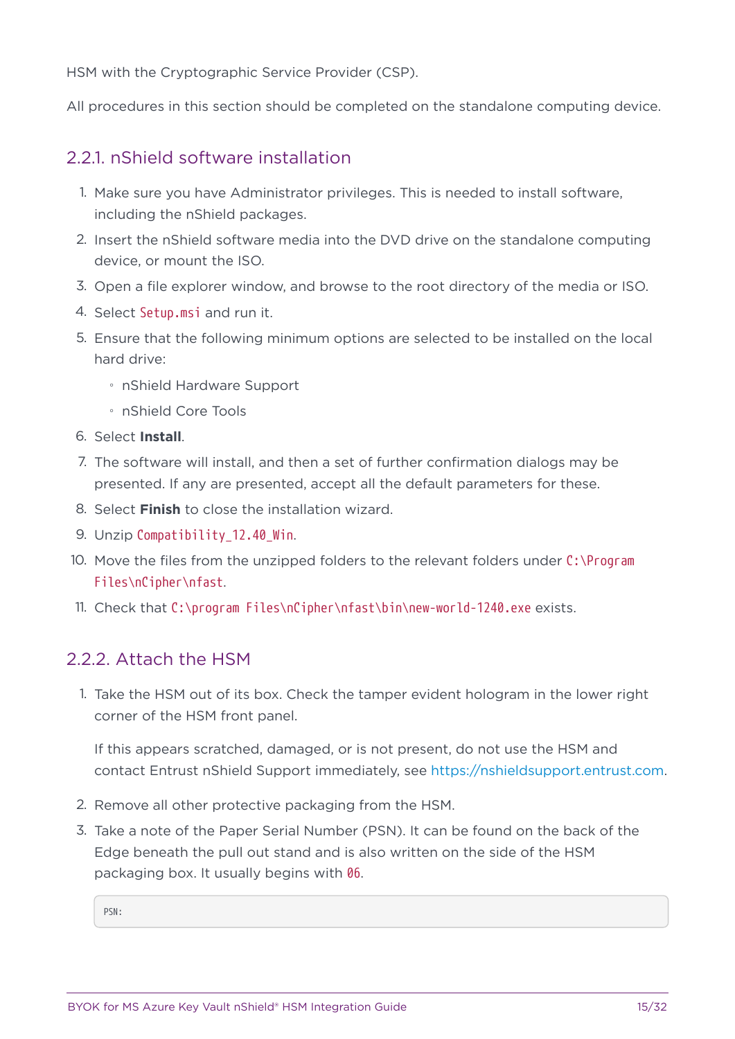HSM with the Cryptographic Service Provider (CSP).

All procedures in this section should be completed on the standalone computing device.

### 2.2.1. nShield software installation

1. Make sure you have Administrator privileges. This is needed to install software, including the nShield packages.
2. Insert the nShield software media into the DVD drive on the standalone computing device, or mount the ISO.
3. Open a file explorer window, and browse to the root directory of the media or ISO.
4. Select `Setup.msi` and run it.
5. Ensure that the following minimum options are selected to be installed on the local hard drive:
   - nShield Hardware Support
   - nShield Core Tools
6. Select **Install**.
7. The software will install, and then a set of further confirmation dialogs may be presented. If any are presented, accept all the default parameters for these.
8. Select **Finish** to close the installation wizard.
9. Unzip `Compatibility_12.40_Win`.
10. Move the files from the unzipped folders to the relevant folders under `C:\Program Files\nCipher\nfast`.
11. Check that `C:\program Files\nCipher\nfast\bin\new-world-1240.exe` exists.

### 2.2.2. Attach the HSM

1. Take the HSM out of its box. Check the tamper evident hologram in the lower right corner of the HSM front panel.

   If this appears scratched, damaged, or is not present, do not use the HSM and contact Entrust nShield Support immediately, see https://nshieldsupport.entrust.com.

2. Remove all other protective packaging from the HSM.
3. Take a note of the Paper Serial Number (PSN). It can be found on the back of the Edge beneath the pull out stand and is also written on the side of the HSM packaging box. It usually begins with `06`.

   ```
   PSN:
   ```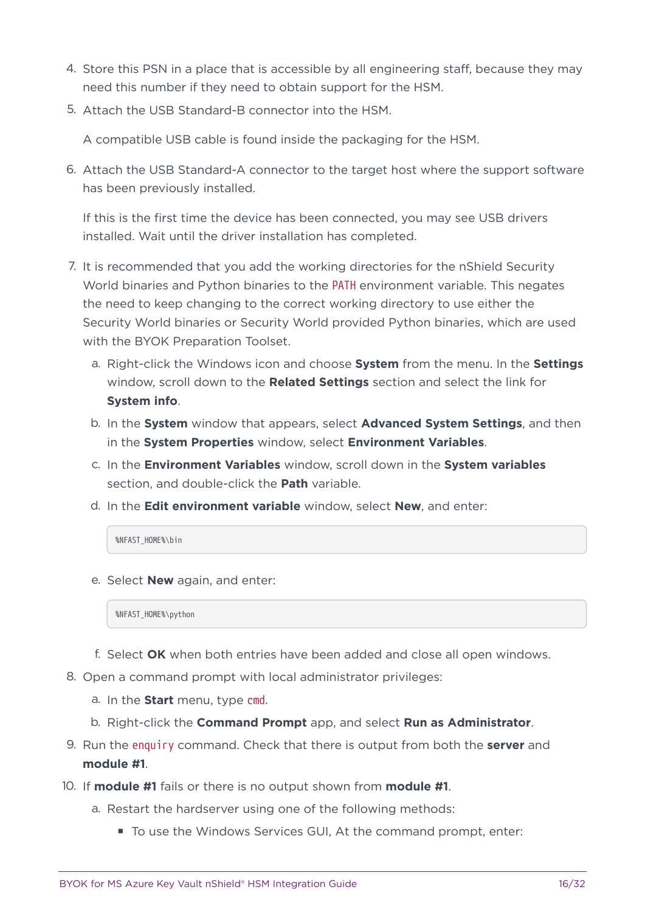4. Store this PSN in a place that is accessible by all engineering staff, because they may need this number if they need to obtain support for the HSM.
5. Attach the USB Standard-B connector into the HSM.

   A compatible USB cable is found inside the packaging for the HSM.

6. Attach the USB Standard-A connector to the target host where the support software has been previously installed.

   If this is the first time the device has been connected, you may see USB drivers installed. Wait until the driver installation has completed.

7. It is recommended that you add the working directories for the nShield Security World binaries and Python binaries to the `PATH` environment variable. This negates the need to keep changing to the correct working directory to use either the Security World binaries or Security World provided Python binaries, which are used with the BYOK Preparation Toolset.
   a. Right-click the Windows icon and choose **System** from the menu. In the **Settings** window, scroll down to the **Related Settings** section and select the link for **System info**.
   b. In the **System** window that appears, select **Advanced System Settings**, and then in the **System Properties** window, select **Environment Variables**.
   c. In the **Environment Variables** window, scroll down in the **System variables** section, and double-click the **Path** variable.
   d. In the **Edit environment variable** window, select **New**, and enter:

      ```
      %NFAST_HOME%\bin
      ```

   e. Select **New** again, and enter:

      ```
      %NFAST_HOME%\python
      ```

   f. Select **OK** when both entries have been added and close all open windows.
8. Open a command prompt with local administrator privileges:
   a. In the **Start** menu, type `cmd`.
   b. Right-click the **Command Prompt** app, and select **Run as Administrator**.
9. Run the `enquiry` command. Check that there is output from both the **server** and **module #1**.
10. If **module #1** fails or there is no output shown from **module #1**.
    a. Restart the hardserver using one of the following methods:
       - To use the Windows Services GUI, At the command prompt, enter: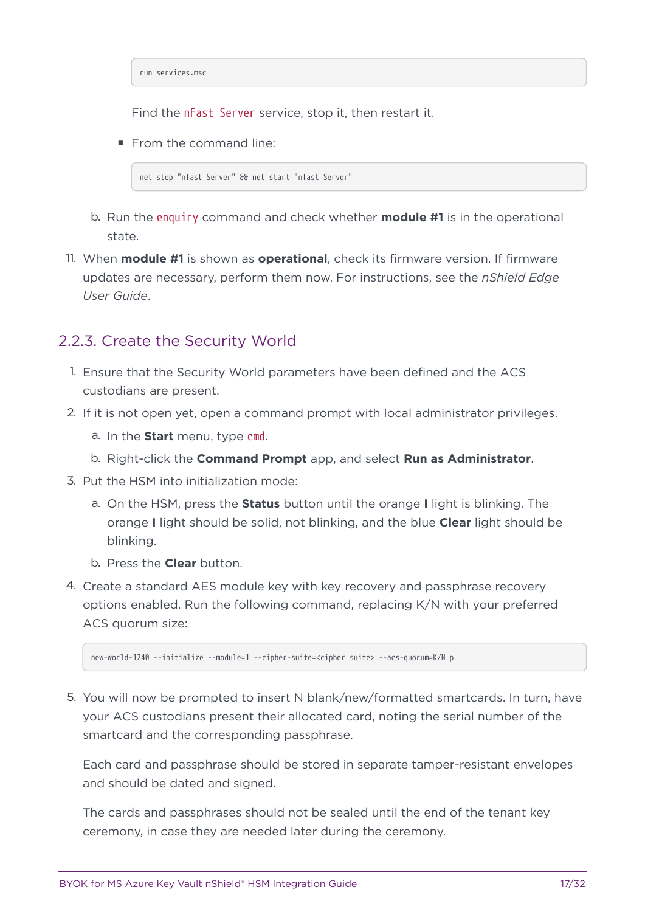```
run services.msc
```

Find the `nFast Server` service, stop it, then restart it.

- From the command line:

```
net stop "nfast Server" && net start "nfast Server"
```

b. Run the `enquiry` command and check whether **module #1** is in the operational state.

11. When **module #1** is shown as **operational**, check its firmware version. If firmware updates are necessary, perform them now. For instructions, see the *nShield Edge User Guide*.

### 2.2.3. Create the Security World

1. Ensure that the Security World parameters have been defined and the ACS custodians are present.
2. If it is not open yet, open a command prompt with local administrator privileges.
   a. In the **Start** menu, type `cmd`.
   b. Right-click the **Command Prompt** app, and select **Run as Administrator**.
3. Put the HSM into initialization mode:
   a. On the HSM, press the **Status** button until the orange **I** light is blinking. The orange **I** light should be solid, not blinking, and the blue **Clear** light should be blinking.
   b. Press the **Clear** button.
4. Create a standard AES module key with key recovery and passphrase recovery options enabled. Run the following command, replacing K/N with your preferred ACS quorum size:

```
new-world-1240 --initialize --module=1 --cipher-suite=<cipher suite> --acs-quorum=K/N p
```

5. You will now be prompted to insert N blank/new/formatted smartcards. In turn, have your ACS custodians present their allocated card, noting the serial number of the smartcard and the corresponding passphrase.

   Each card and passphrase should be stored in separate tamper-resistant envelopes and should be dated and signed.

   The cards and passphrases should not be sealed until the end of the tenant key ceremony, in case they are needed later during the ceremony.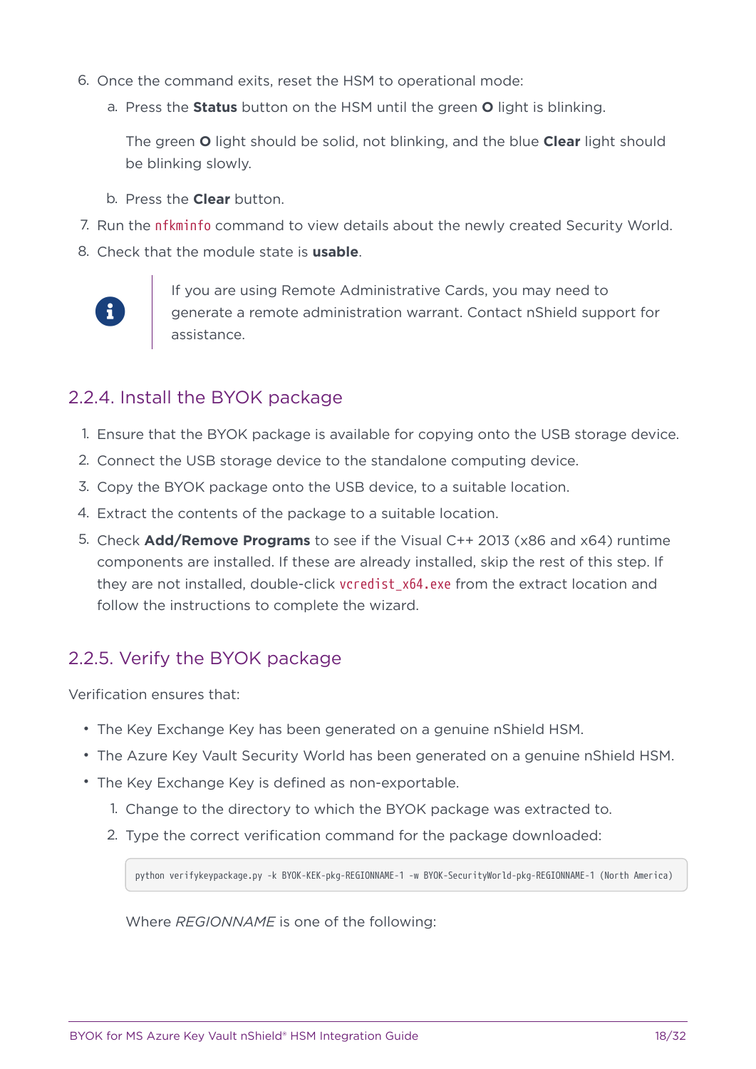6. Once the command exits, reset the HSM to operational mode:
   a. Press the **Status** button on the HSM until the green **O** light is blinking.

      The green **O** light should be solid, not blinking, and the blue **Clear** light should be blinking slowly.

   b. Press the **Clear** button.
7. Run the `nfkminfo` command to view details about the newly created Security World.
8. Check that the module state is **usable**.

> If you are using Remote Administrative Cards, you may need to generate a remote administration warrant. Contact nShield support for assistance.

### 2.2.4. Install the BYOK package

1. Ensure that the BYOK package is available for copying onto the USB storage device.
2. Connect the USB storage device to the standalone computing device.
3. Copy the BYOK package onto the USB device, to a suitable location.
4. Extract the contents of the package to a suitable location.
5. Check **Add/Remove Programs** to see if the Visual C++ 2013 (x86 and x64) runtime components are installed. If these are already installed, skip the rest of this step. If they are not installed, double-click `vcredist_x64.exe` from the extract location and follow the instructions to complete the wizard.

### 2.2.5. Verify the BYOK package

Verification ensures that:

- The Key Exchange Key has been generated on a genuine nShield HSM.
- The Azure Key Vault Security World has been generated on a genuine nShield HSM.
- The Key Exchange Key is defined as non-exportable.
  1. Change to the directory to which the BYOK package was extracted to.
  2. Type the correct verification command for the package downloaded:

     ```
     python verifykeypackage.py -k BYOK-KEK-pkg-REGIONNAME-1 -w BYOK-SecurityWorld-pkg-REGIONNAME-1 (North America)
     ```

     Where *REGIONNAME* is one of the following: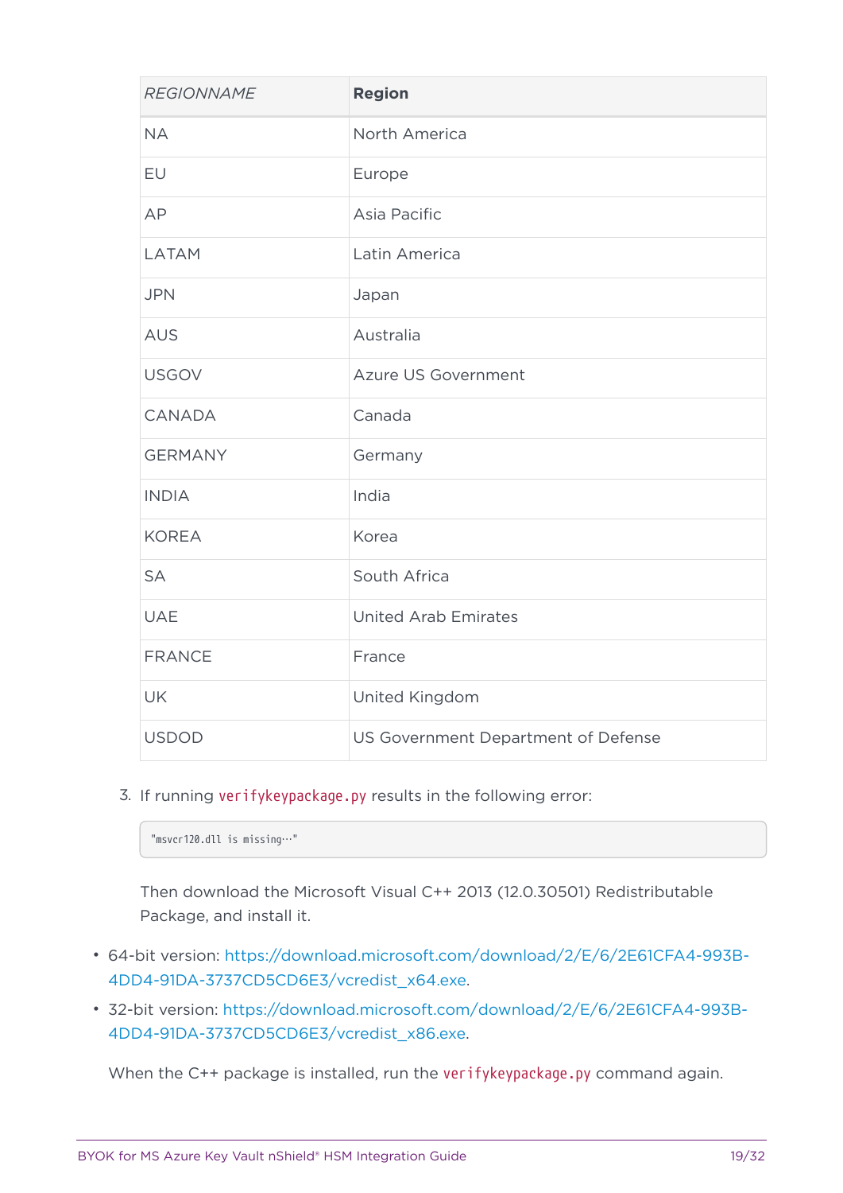| *REGIONNAME* | **Region** |
| --- | --- |
| NA | North America |
| EU | Europe |
| AP | Asia Pacific |
| LATAM | Latin America |
| JPN | Japan |
| AUS | Australia |
| USGOV | Azure US Government |
| CANADA | Canada |
| GERMANY | Germany |
| INDIA | India |
| KOREA | Korea |
| SA | South Africa |
| UAE | United Arab Emirates |
| FRANCE | France |
| UK | United Kingdom |
| USDOD | US Government Department of Defense |

3. If running `verifykeypackage.py` results in the following error:

```
"msvcr120.dll is missing…"
```

Then download the Microsoft Visual C++ 2013 (12.0.30501) Redistributable Package, and install it.

- 64-bit version: https://download.microsoft.com/download/2/E/6/2E61CFA4-993B-4DD4-91DA-3737CD5CD6E3/vcredist_x64.exe.
- 32-bit version: https://download.microsoft.com/download/2/E/6/2E61CFA4-993B-4DD4-91DA-3737CD5CD6E3/vcredist_x86.exe.

When the C++ package is installed, run the `verifykeypackage.py` command again.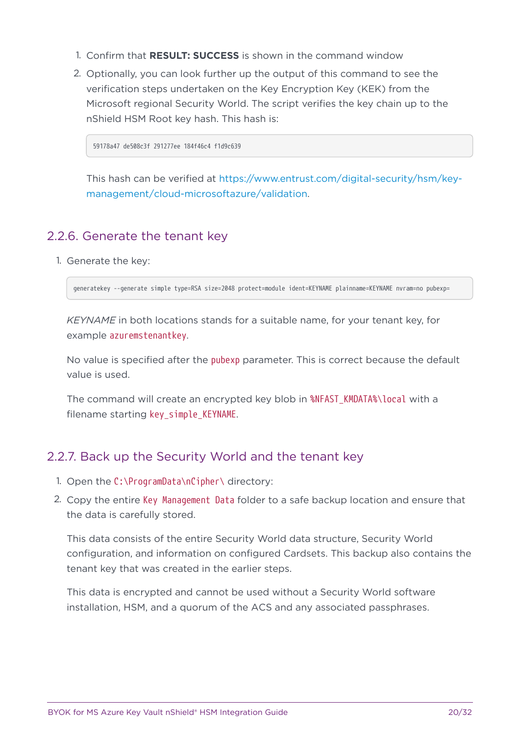1. Confirm that **RESULT: SUCCESS** is shown in the command window
2. Optionally, you can look further up the output of this command to see the verification steps undertaken on the Key Encryption Key (KEK) from the Microsoft regional Security World. The script verifies the key chain up to the nShield HSM Root key hash. This hash is:

   ```
   59178a47 de508c3f 291277ee 184f46c4 f1d9c639
   ```

   This hash can be verified at https://www.entrust.com/digital-security/hsm/key-management/cloud-microsoftazure/validation.

### 2.2.6. Generate the tenant key

1. Generate the key:

   ```
   generatekey --generate simple type=RSA size=2048 protect=module ident=KEYNAME plainname=KEYNAME nvram=no pubexp=
   ```

   *KEYNAME* in both locations stands for a suitable name, for your tenant key, for example `azuremstenantkey`.

   No value is specified after the `pubexp` parameter. This is correct because the default value is used.

   The command will create an encrypted key blob in `%NFAST_KMDATA%\local` with a filename starting `key_simple_KEYNAME`.

### 2.2.7. Back up the Security World and the tenant key

1. Open the `C:\ProgramData\nCipher\` directory:
2. Copy the entire `Key Management Data` folder to a safe backup location and ensure that the data is carefully stored.

   This data consists of the entire Security World data structure, Security World configuration, and information on configured Cardsets. This backup also contains the tenant key that was created in the earlier steps.

   This data is encrypted and cannot be used without a Security World software installation, HSM, and a quorum of the ACS and any associated passphrases.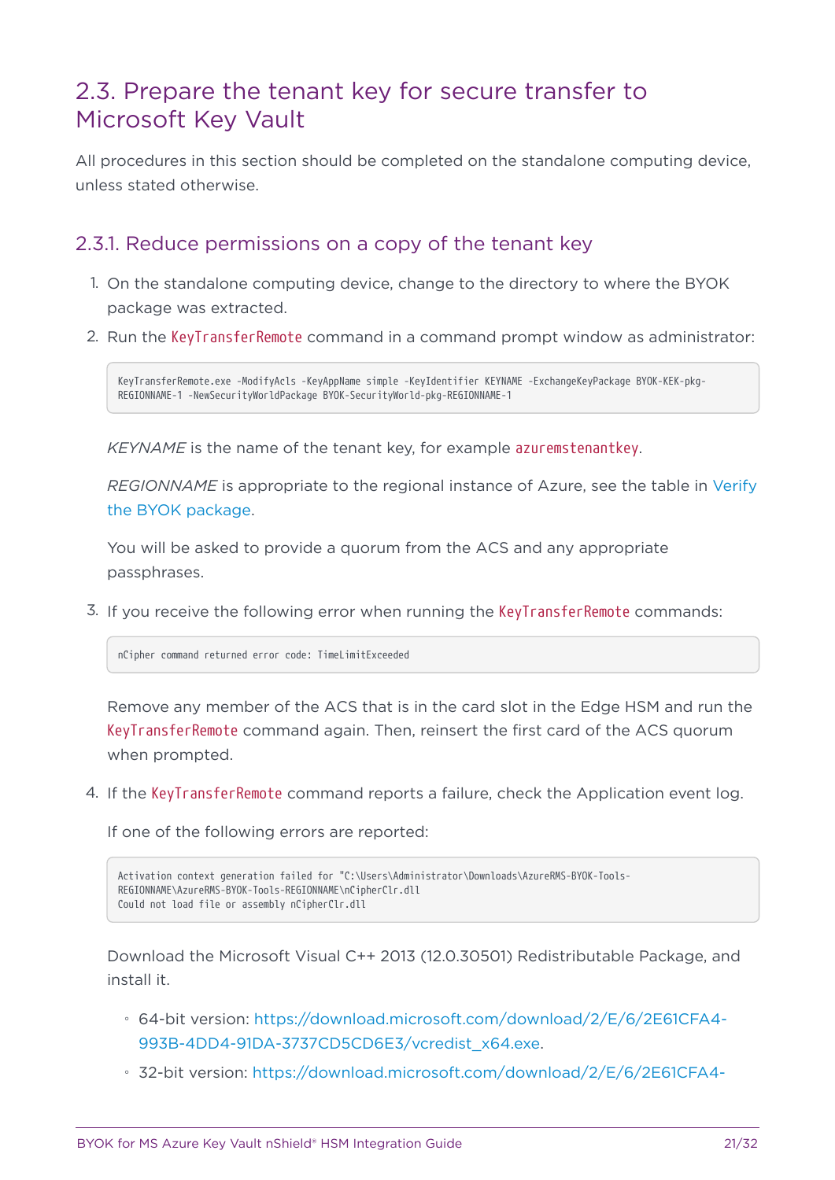## 2.3. Prepare the tenant key for secure transfer to Microsoft Key Vault

All procedures in this section should be completed on the standalone computing device, unless stated otherwise.

### 2.3.1. Reduce permissions on a copy of the tenant key

1. On the standalone computing device, change to the directory to where the BYOK package was extracted.
2. Run the `KeyTransferRemote` command in a command prompt window as administrator:

   ```
   KeyTransferRemote.exe -ModifyAcls -KeyAppName simple -KeyIdentifier KEYNAME -ExchangeKeyPackage BYOK-KEK-pkg-REGIONNAME-1 -NewSecurityWorldPackage BYOK-SecurityWorld-pkg-REGIONNAME-1
   ```

   *KEYNAME* is the name of the tenant key, for example `azuremstenantkey`.

   *REGIONNAME* is appropriate to the regional instance of Azure, see the table in Verify the BYOK package.

   You will be asked to provide a quorum from the ACS and any appropriate passphrases.

3. If you receive the following error when running the `KeyTransferRemote` commands:

   ```
   nCipher command returned error code: TimeLimitExceeded
   ```

   Remove any member of the ACS that is in the card slot in the Edge HSM and run the `KeyTransferRemote` command again. Then, reinsert the first card of the ACS quorum when prompted.

4. If the `KeyTransferRemote` command reports a failure, check the Application event log.

   If one of the following errors are reported:

   ```
   Activation context generation failed for "C:\Users\Administrator\Downloads\AzureRMS-BYOK-Tools-REGIONNAME\AzureRMS-BYOK-Tools-REGIONNAME\nCipherClr.dll
   Could not load file or assembly nCipherClr.dll
   ```

   Download the Microsoft Visual C++ 2013 (12.0.30501) Redistributable Package, and install it.

   - 64-bit version: https://download.microsoft.com/download/2/E/6/2E61CFA4-993B-4DD4-91DA-3737CD5CD6E3/vcredist_x64.exe.
   - 32-bit version: https://download.microsoft.com/download/2/E/6/2E61CFA4-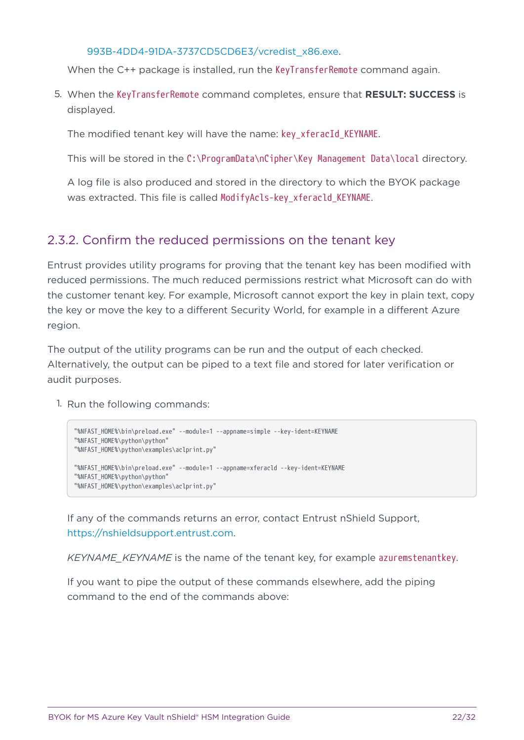993B-4DD4-91DA-3737CD5CD6E3/vcredist_x86.exe.

When the C++ package is installed, run the `KeyTransferRemote` command again.

5. When the `KeyTransferRemote` command completes, ensure that **RESULT: SUCCESS** is displayed.

   The modified tenant key will have the name: `key_xferacId_KEYNAME`.

   This will be stored in the `C:\ProgramData\nCipher\Key Management Data\local` directory.

   A log file is also produced and stored in the directory to which the BYOK package was extracted. This file is called `ModifyAcls-key_xferacld_KEYNAME`.

### 2.3.2. Confirm the reduced permissions on the tenant key

Entrust provides utility programs for proving that the tenant key has been modified with reduced permissions. The much reduced permissions restrict what Microsoft can do with the customer tenant key. For example, Microsoft cannot export the key in plain text, copy the key or move the key to a different Security World, for example in a different Azure region.

The output of the utility programs can be run and the output of each checked. Alternatively, the output can be piped to a text file and stored for later verification or audit purposes.

1. Run the following commands:

```
"%NFAST_HOME%\bin\preload.exe" --module=1 --appname=simple --key-ident=KEYNAME
"%NFAST_HOME%\python\python"
"%NFAST_HOME%\python\examples\aclprint.py"

"%NFAST_HOME%\bin\preload.exe" --module=1 --appname=xferacld --key-ident=KEYNAME
"%NFAST_HOME%\python\python"
"%NFAST_HOME%\python\examples\aclprint.py"
```

   If any of the commands returns an error, contact Entrust nShield Support, https://nshieldsupport.entrust.com.

   *KEYNAME_KEYNAME* is the name of the tenant key, for example `azuremstenantkey`.

   If you want to pipe the output of these commands elsewhere, add the piping command to the end of the commands above: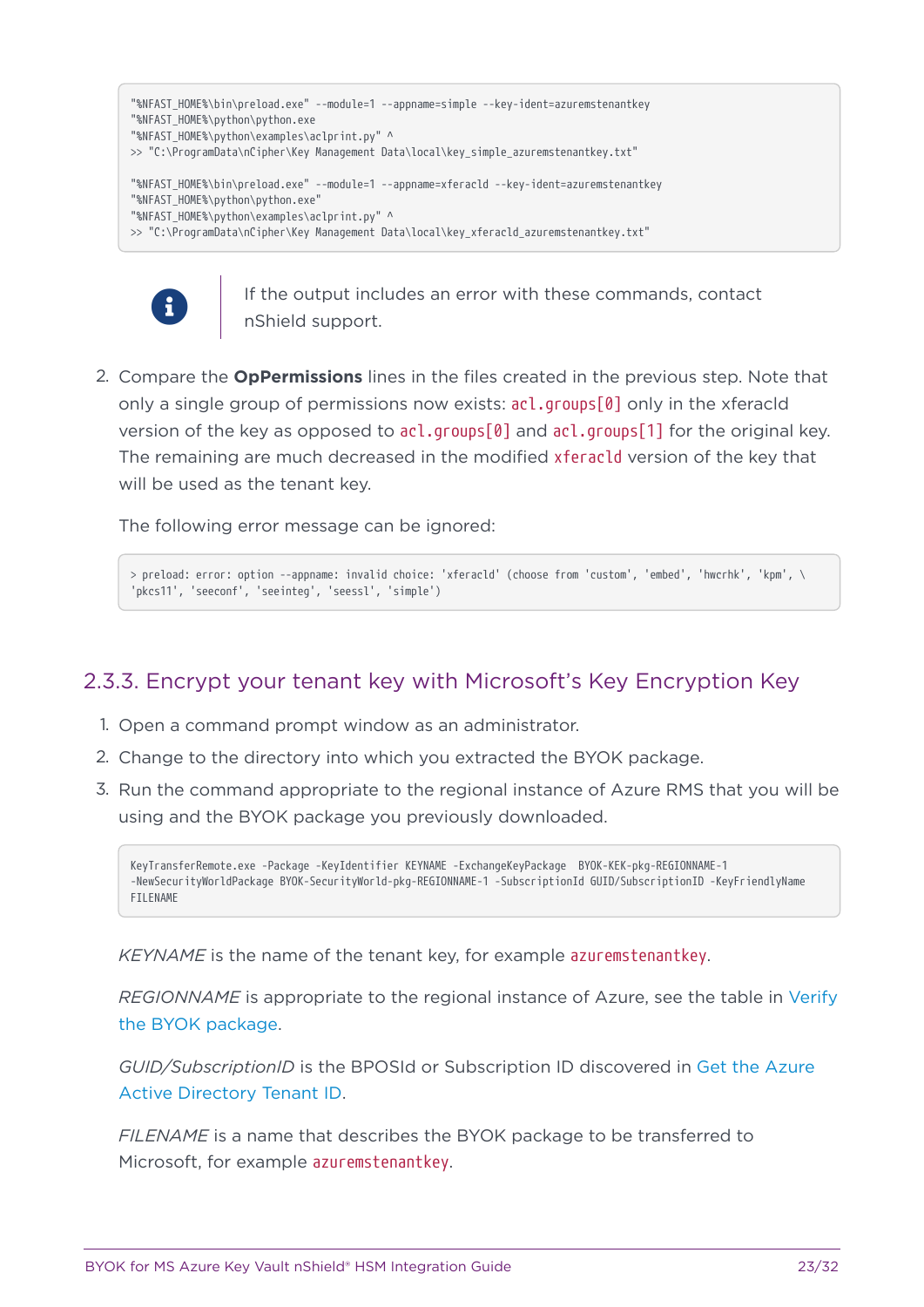```
"%NFAST_HOME%\bin\preload.exe" --module=1 --appname=simple --key-ident=azuremstenantkey
"%NFAST_HOME%\python\python.exe
"%NFAST_HOME%\python\examples\aclprint.py" ^
>> "C:\ProgramData\nCipher\Key Management Data\local\key_simple_azuremstenantkey.txt"

"%NFAST_HOME%\bin\preload.exe" --module=1 --appname=xferacld --key-ident=azuremstenantkey
"%NFAST_HOME%\python\python.exe"
"%NFAST_HOME%\python\examples\aclprint.py" ^
>> "C:\ProgramData\nCipher\Key Management Data\local\key_xferacld_azuremstenantkey.txt"
```

> If the output includes an error with these commands, contact nShield support.

2. Compare the **OpPermissions** lines in the files created in the previous step. Note that only a single group of permissions now exists: `acl.groups[0]` only in the xferacld version of the key as opposed to `acl.groups[0]` and `acl.groups[1]` for the original key. The remaining are much decreased in the modified `xferacld` version of the key that will be used as the tenant key.

   The following error message can be ignored:

   ```
   > preload: error: option --appname: invalid choice: 'xferacld' (choose from 'custom', 'embed', 'hwcrhk', 'kpm', \
   'pkcs11', 'seeconf', 'seeinteg', 'seessl', 'simple')
   ```

## 2.3.3. Encrypt your tenant key with Microsoft's Key Encryption Key

1. Open a command prompt window as an administrator.
2. Change to the directory into which you extracted the BYOK package.
3. Run the command appropriate to the regional instance of Azure RMS that you will be using and the BYOK package you previously downloaded.

   ```
   KeyTransferRemote.exe -Package -KeyIdentifier KEYNAME -ExchangeKeyPackage  BYOK-KEK-pkg-REGIONNAME-1
   -NewSecurityWorldPackage BYOK-SecurityWorld-pkg-REGIONNAME-1 -SubscriptionId GUID/SubscriptionID -KeyFriendlyName
   FILENAME
   ```

   *KEYNAME* is the name of the tenant key, for example `azuremstenantkey`.

   *REGIONNAME* is appropriate to the regional instance of Azure, see the table in Verify the BYOK package.

   *GUID/SubscriptionID* is the BPOSId or Subscription ID discovered in Get the Azure Active Directory Tenant ID.

   *FILENAME* is a name that describes the BYOK package to be transferred to Microsoft, for example `azuremstenantkey`.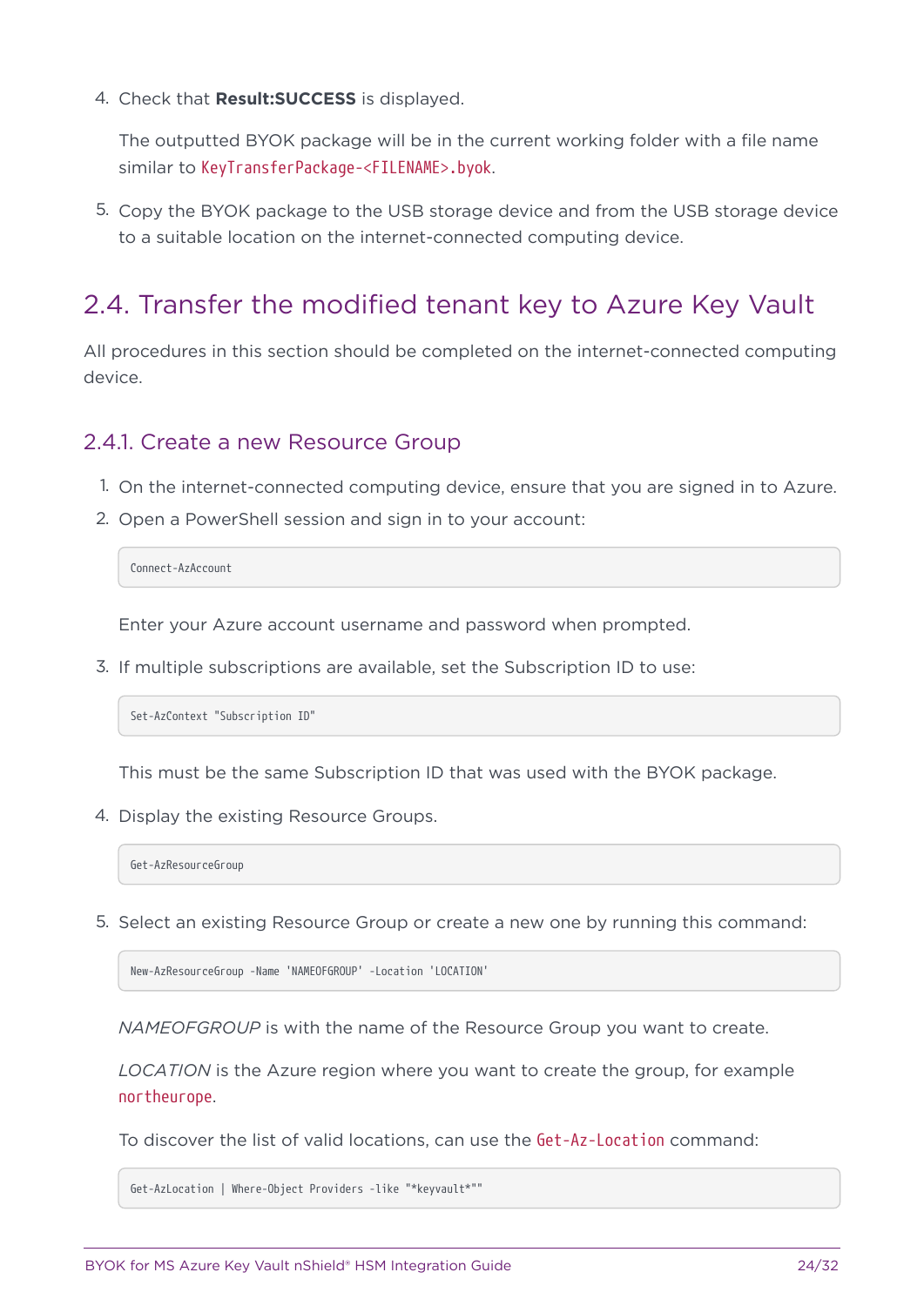4. Check that **Result:SUCCESS** is displayed.

   The outputted BYOK package will be in the current working folder with a file name similar to `KeyTransferPackage-<FILENAME>.byok`.

5. Copy the BYOK package to the USB storage device and from the USB storage device to a suitable location on the internet-connected computing device.

## 2.4. Transfer the modified tenant key to Azure Key Vault

All procedures in this section should be completed on the internet-connected computing device.

### 2.4.1. Create a new Resource Group

1. On the internet-connected computing device, ensure that you are signed in to Azure.
2. Open a PowerShell session and sign in to your account:

   ```
   Connect-AzAccount
   ```

   Enter your Azure account username and password when prompted.

3. If multiple subscriptions are available, set the Subscription ID to use:

   ```
   Set-AzContext "Subscription ID"
   ```

   This must be the same Subscription ID that was used with the BYOK package.

4. Display the existing Resource Groups.

   ```
   Get-AzResourceGroup
   ```

5. Select an existing Resource Group or create a new one by running this command:

   ```
   New-AzResourceGroup -Name 'NAMEOFGROUP' -Location 'LOCATION'
   ```

   *NAMEOFGROUP* is with the name of the Resource Group you want to create.

   *LOCATION* is the Azure region where you want to create the group, for example `northeurope`.

   To discover the list of valid locations, can use the `Get-Az-Location` command:

   ```
   Get-AzLocation | Where-Object Providers -like "*keyvault*""
   ```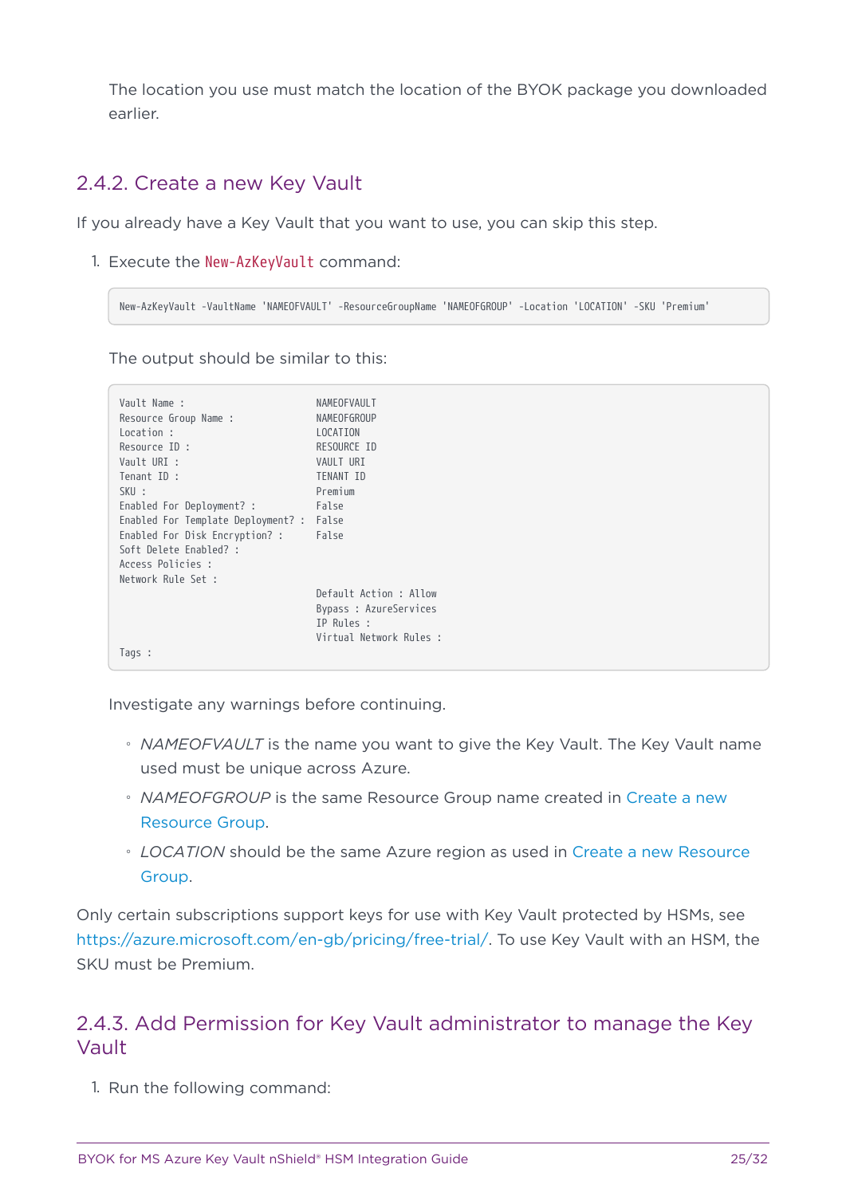The location you use must match the location of the BYOK package you downloaded earlier.

### 2.4.2. Create a new Key Vault

If you already have a Key Vault that you want to use, you can skip this step.

1. Execute the `New-AzKeyVault` command:

   ```
   New-AzKeyVault -VaultName 'NAMEOFVAULT' -ResourceGroupName 'NAMEOFGROUP' -Location 'LOCATION' -SKU 'Premium'
   ```

   The output should be similar to this:

   ```
   Vault Name :                         NAMEOFVAULT
   Resource Group Name :                NAMEOFGROUP
   Location :                           LOCATION
   Resource ID :                        RESOURCE ID
   Vault URI :                          VAULT URI
   Tenant ID :                          TENANT ID
   SKU :                                Premium
   Enabled For Deployment? :            False
   Enabled For Template Deployment? :   False
   Enabled For Disk Encryption? :       False
   Soft Delete Enabled? :
   Access Policies :
   Network Rule Set :
                                        Default Action : Allow
                                        Bypass : AzureServices
                                        IP Rules :
                                        Virtual Network Rules :
   Tags :
   ```

   Investigate any warnings before continuing.

   - *NAMEOFVAULT* is the name you want to give the Key Vault. The Key Vault name used must be unique across Azure.
   - *NAMEOFGROUP* is the same Resource Group name created in Create a new Resource Group.
   - *LOCATION* should be the same Azure region as used in Create a new Resource Group.

Only certain subscriptions support keys for use with Key Vault protected by HSMs, see https://azure.microsoft.com/en-gb/pricing/free-trial/. To use Key Vault with an HSM, the SKU must be Premium.

### 2.4.3. Add Permission for Key Vault administrator to manage the Key Vault

1. Run the following command: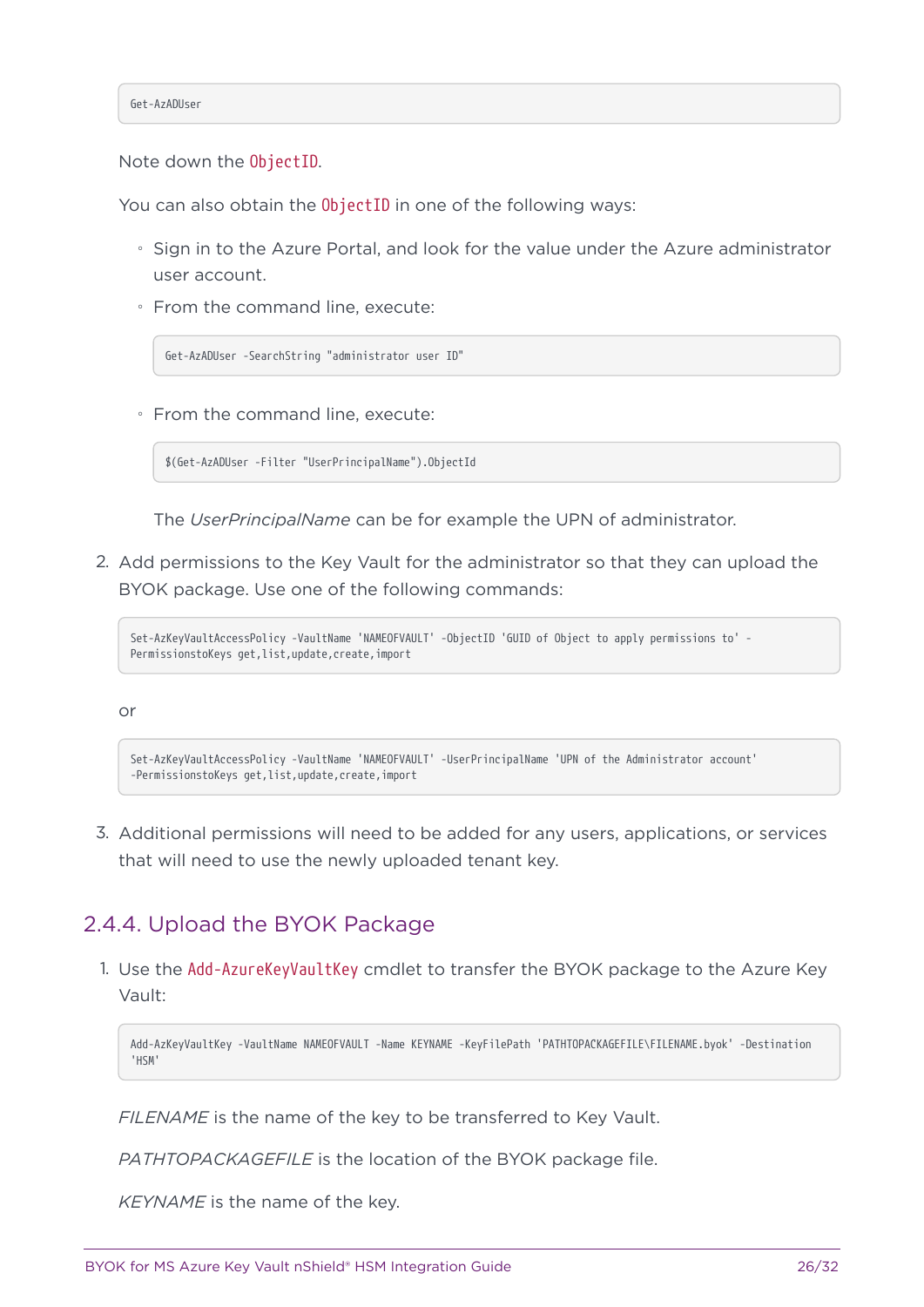```
Get-AzADUser
```

Note down the `ObjectID`.

You can also obtain the `ObjectID` in one of the following ways:

- Sign in to the Azure Portal, and look for the value under the Azure administrator user account.
- From the command line, execute:

  ```
  Get-AzADUser -SearchString "administrator user ID"
  ```

- From the command line, execute:

  ```
  $(Get-AzADUser -Filter "UserPrincipalName").ObjectId
  ```

  The *UserPrincipalName* can be for example the UPN of administrator.

2. Add permissions to the Key Vault for the administrator so that they can upload the BYOK package. Use one of the following commands:

   ```
   Set-AzKeyVaultAccessPolicy -VaultName 'NAMEOFVAULT' -ObjectID 'GUID of Object to apply permissions to' -
   PermissionstoKeys get,list,update,create,import
   ```

   or

   ```
   Set-AzKeyVaultAccessPolicy -VaultName 'NAMEOFVAULT' -UserPrincipalName 'UPN of the Administrator account'
   -PermissionstoKeys get,list,update,create,import
   ```

3. Additional permissions will need to be added for any users, applications, or services that will need to use the newly uploaded tenant key.

## 2.4.4. Upload the BYOK Package

1. Use the `Add-AzureKeyVaultKey` cmdlet to transfer the BYOK package to the Azure Key Vault:

   ```
   Add-AzKeyVaultKey -VaultName NAMEOFVAULT -Name KEYNAME -KeyFilePath 'PATHTOPACKAGEFILE\FILENAME.byok' -Destination
   'HSM'
   ```

   *FILENAME* is the name of the key to be transferred to Key Vault.

   *PATHTOPACKAGEFILE* is the location of the BYOK package file.

   *KEYNAME* is the name of the key.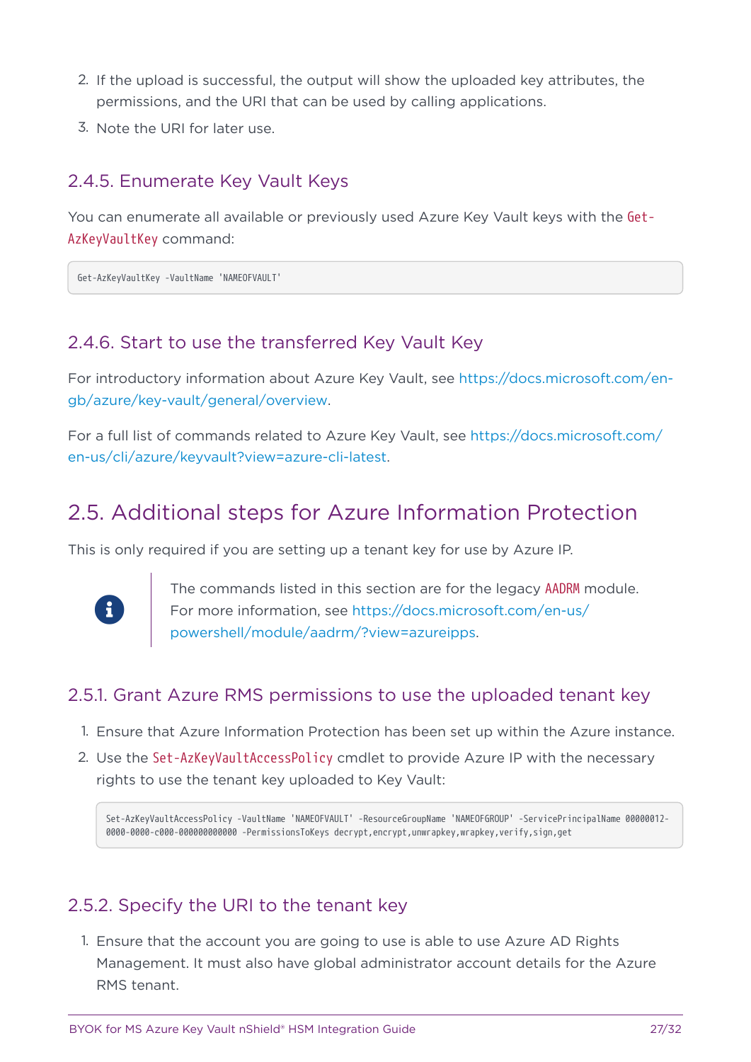2. If the upload is successful, the output will show the uploaded key attributes, the permissions, and the URI that can be used by calling applications.
3. Note the URI for later use.

### 2.4.5. Enumerate Key Vault Keys

You can enumerate all available or previously used Azure Key Vault keys with the `Get-AzKeyVaultKey` command:

```
Get-AzKeyVaultKey -VaultName 'NAMEOFVAULT'
```

### 2.4.6. Start to use the transferred Key Vault Key

For introductory information about Azure Key Vault, see https://docs.microsoft.com/en-gb/azure/key-vault/general/overview.

For a full list of commands related to Azure Key Vault, see https://docs.microsoft.com/en-us/cli/azure/keyvault?view=azure-cli-latest.

## 2.5. Additional steps for Azure Information Protection

This is only required if you are setting up a tenant key for use by Azure IP.

> The commands listed in this section are for the legacy `AADRM` module. For more information, see https://docs.microsoft.com/en-us/powershell/module/aadrm/?view=azureipps.

### 2.5.1. Grant Azure RMS permissions to use the uploaded tenant key

1. Ensure that Azure Information Protection has been set up within the Azure instance.
2. Use the `Set-AzKeyVaultAccessPolicy` cmdlet to provide Azure IP with the necessary rights to use the tenant key uploaded to Key Vault:

```
Set-AzKeyVaultAccessPolicy -VaultName 'NAMEOFVAULT' -ResourceGroupName 'NAMEOFGROUP' -ServicePrincipalName 00000012-0000-0000-c000-000000000000 -PermissionsToKeys decrypt,encrypt,unwrapkey,wrapkey,verify,sign,get
```

### 2.5.2. Specify the URI to the tenant key

1. Ensure that the account you are going to use is able to use Azure AD Rights Management. It must also have global administrator account details for the Azure RMS tenant.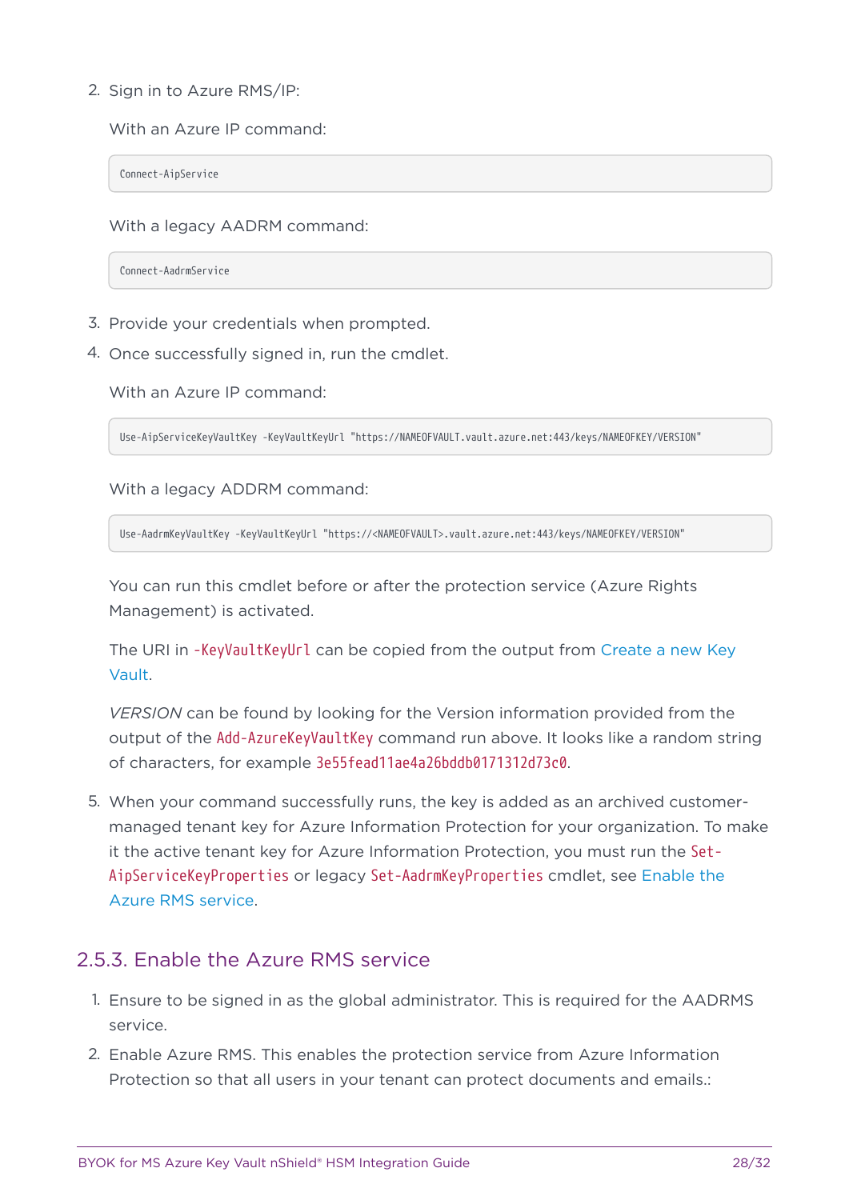2. Sign in to Azure RMS/IP:

   With an Azure IP command:

   ```
   Connect-AipService
   ```

   With a legacy AADRM command:

   ```
   Connect-AadrmService
   ```

3. Provide your credentials when prompted.
4. Once successfully signed in, run the cmdlet.

   With an Azure IP command:

   ```
   Use-AipServiceKeyVaultKey -KeyVaultKeyUrl "https://NAMEOFVAULT.vault.azure.net:443/keys/NAMEOFKEY/VERSION"
   ```

   With a legacy ADDRM command:

   ```
   Use-AadrmKeyVaultKey -KeyVaultKeyUrl "https://<NAMEOFVAULT>.vault.azure.net:443/keys/NAMEOFKEY/VERSION"
   ```

   You can run this cmdlet before or after the protection service (Azure Rights Management) is activated.

   The URI in `-KeyVaultKeyUrl` can be copied from the output from Create a new Key Vault.

   *VERSION* can be found by looking for the Version information provided from the output of the `Add-AzureKeyVaultKey` command run above. It looks like a random string of characters, for example `3e55fead11ae4a26bddb0171312d73c0`.

5. When your command successfully runs, the key is added as an archived customer-managed tenant key for Azure Information Protection for your organization. To make it the active tenant key for Azure Information Protection, you must run the `Set-AipServiceKeyProperties` or legacy `Set-AadrmKeyProperties` cmdlet, see Enable the Azure RMS service.

### 2.5.3. Enable the Azure RMS service

1. Ensure to be signed in as the global administrator. This is required for the AADRMS service.
2. Enable Azure RMS. This enables the protection service from Azure Information Protection so that all users in your tenant can protect documents and emails.: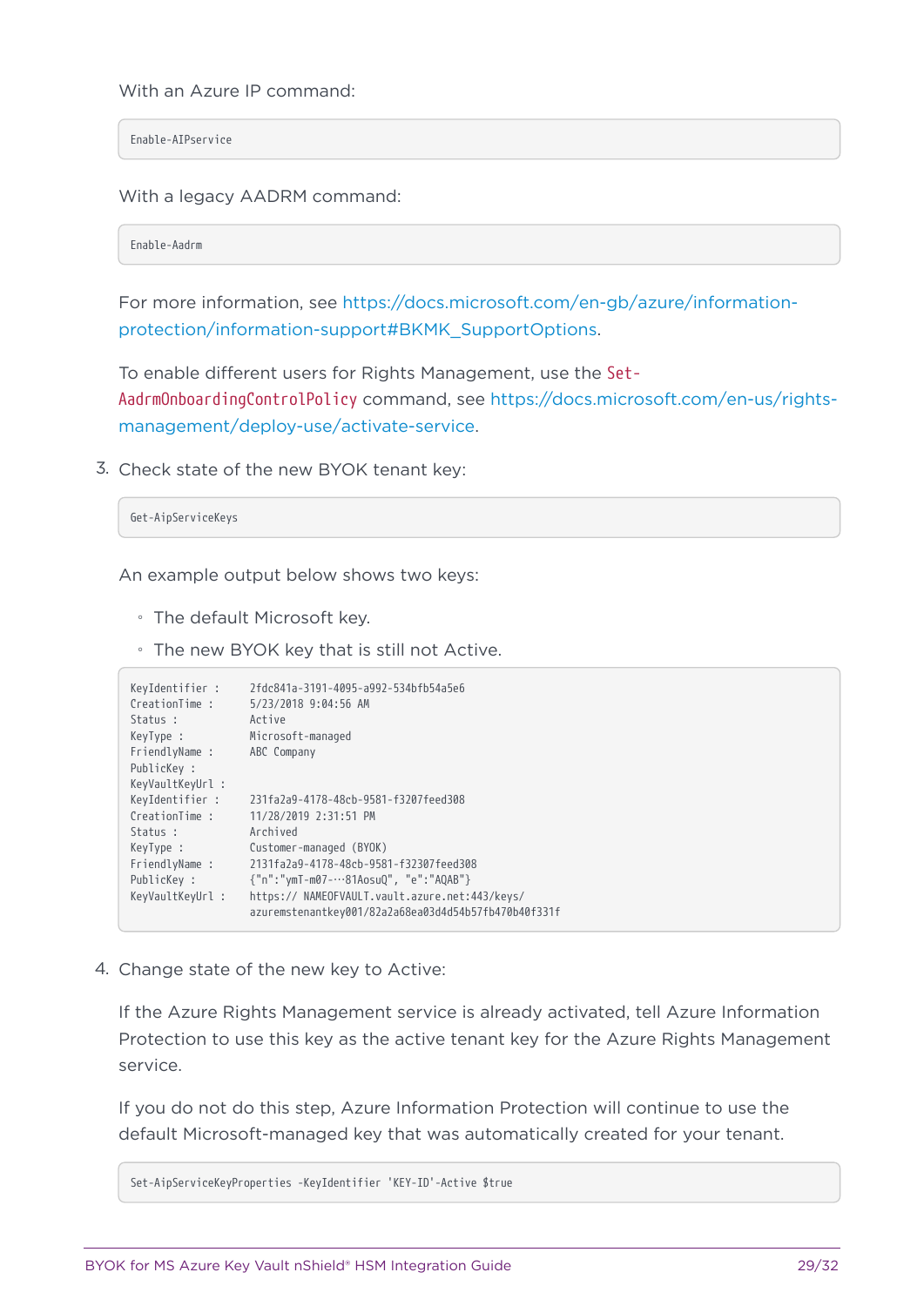With an Azure IP command:

```
Enable-AIPservice
```

With a legacy AADRM command:

```
Enable-Aadrm
```

For more information, see https://docs.microsoft.com/en-gb/azure/information-protection/information-support#BKMK_SupportOptions.

To enable different users for Rights Management, use the `Set-AadrmOnboardingControlPolicy` command, see https://docs.microsoft.com/en-us/rights-management/deploy-use/activate-service.

3. Check state of the new BYOK tenant key:

   ```
   Get-AipServiceKeys
   ```

   An example output below shows two keys:

   - The default Microsoft key.
   - The new BYOK key that is still not Active.

   ```
   KeyIdentifier :     2fdc841a-3191-4095-a992-534bfb54a5e6
   CreationTime :      5/23/2018 9:04:56 AM
   Status :            Active
   KeyType :           Microsoft-managed
   FriendlyName :      ABC Company
   PublicKey :
   KeyVaultKeyUrl :
   KeyIdentifier :     231fa2a9-4178-48cb-9581-f3207feed308
   CreationTime :      11/28/2019 2:31:51 PM
   Status :            Archived
   KeyType :           Customer-managed (BYOK)
   FriendlyName :      2131fa2a9-4178-48cb-9581-f32307feed308
   PublicKey :         {"n":"ymT-m07-···81AosuQ", "e":"AQAB"}
   KeyVaultKeyUrl :    https:// NAMEOFVAULT.vault.azure.net:443/keys/
                       azuremstenantkey001/82a2a68ea03d4d54b57fb470b40f331f
   ```

4. Change state of the new key to Active:

   If the Azure Rights Management service is already activated, tell Azure Information Protection to use this key as the active tenant key for the Azure Rights Management service.

   If you do not do this step, Azure Information Protection will continue to use the default Microsoft-managed key that was automatically created for your tenant.

   ```
   Set-AipServiceKeyProperties -KeyIdentifier 'KEY-ID'-Active $true
   ```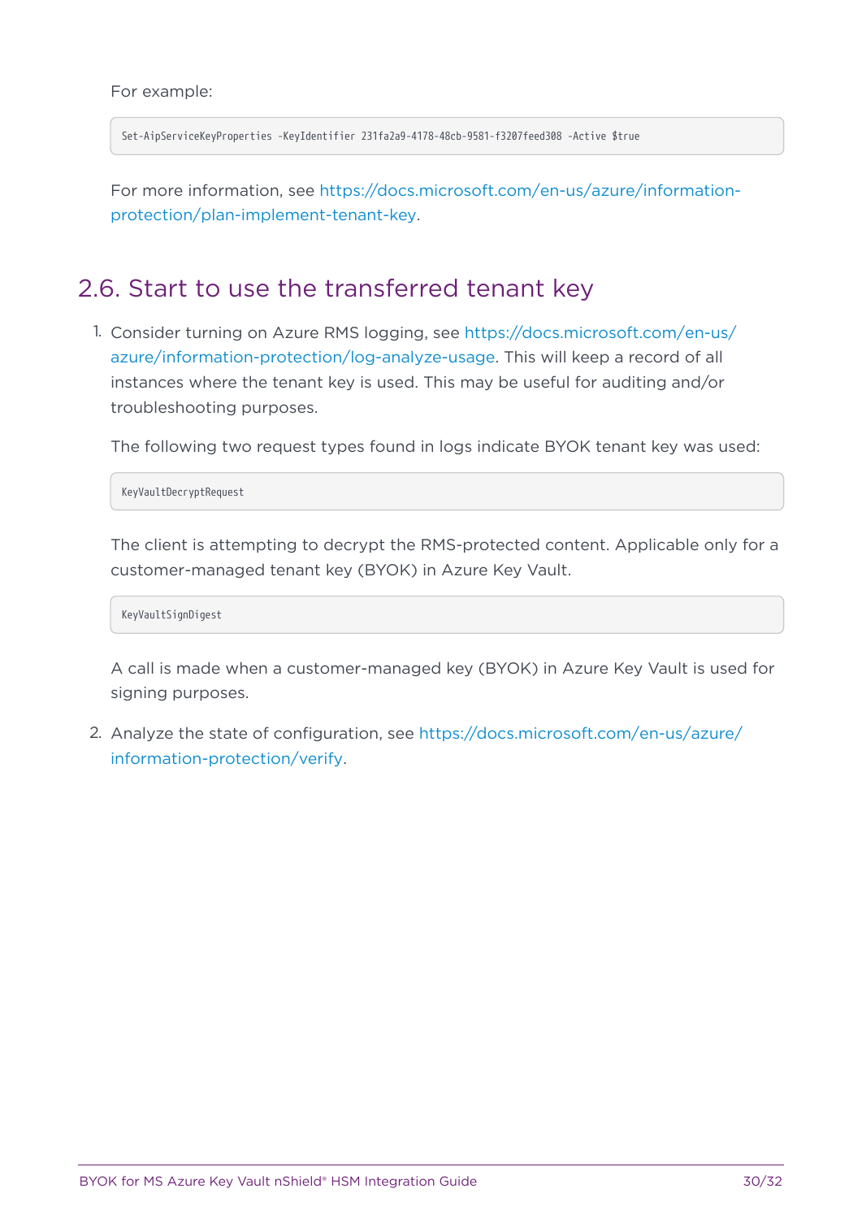For example:

```
Set-AipServiceKeyProperties -KeyIdentifier 231fa2a9-4178-48cb-9581-f3207feed308 -Active $true
```

For more information, see https://docs.microsoft.com/en-us/azure/information-protection/plan-implement-tenant-key.

## 2.6. Start to use the transferred tenant key

1. Consider turning on Azure RMS logging, see https://docs.microsoft.com/en-us/azure/information-protection/log-analyze-usage. This will keep a record of all instances where the tenant key is used. This may be useful for auditing and/or troubleshooting purposes.

   The following two request types found in logs indicate BYOK tenant key was used:

   ```
   KeyVaultDecryptRequest
   ```

   The client is attempting to decrypt the RMS-protected content. Applicable only for a customer-managed tenant key (BYOK) in Azure Key Vault.

   ```
   KeyVaultSignDigest
   ```

   A call is made when a customer-managed key (BYOK) in Azure Key Vault is used for signing purposes.

2. Analyze the state of configuration, see https://docs.microsoft.com/en-us/azure/information-protection/verify.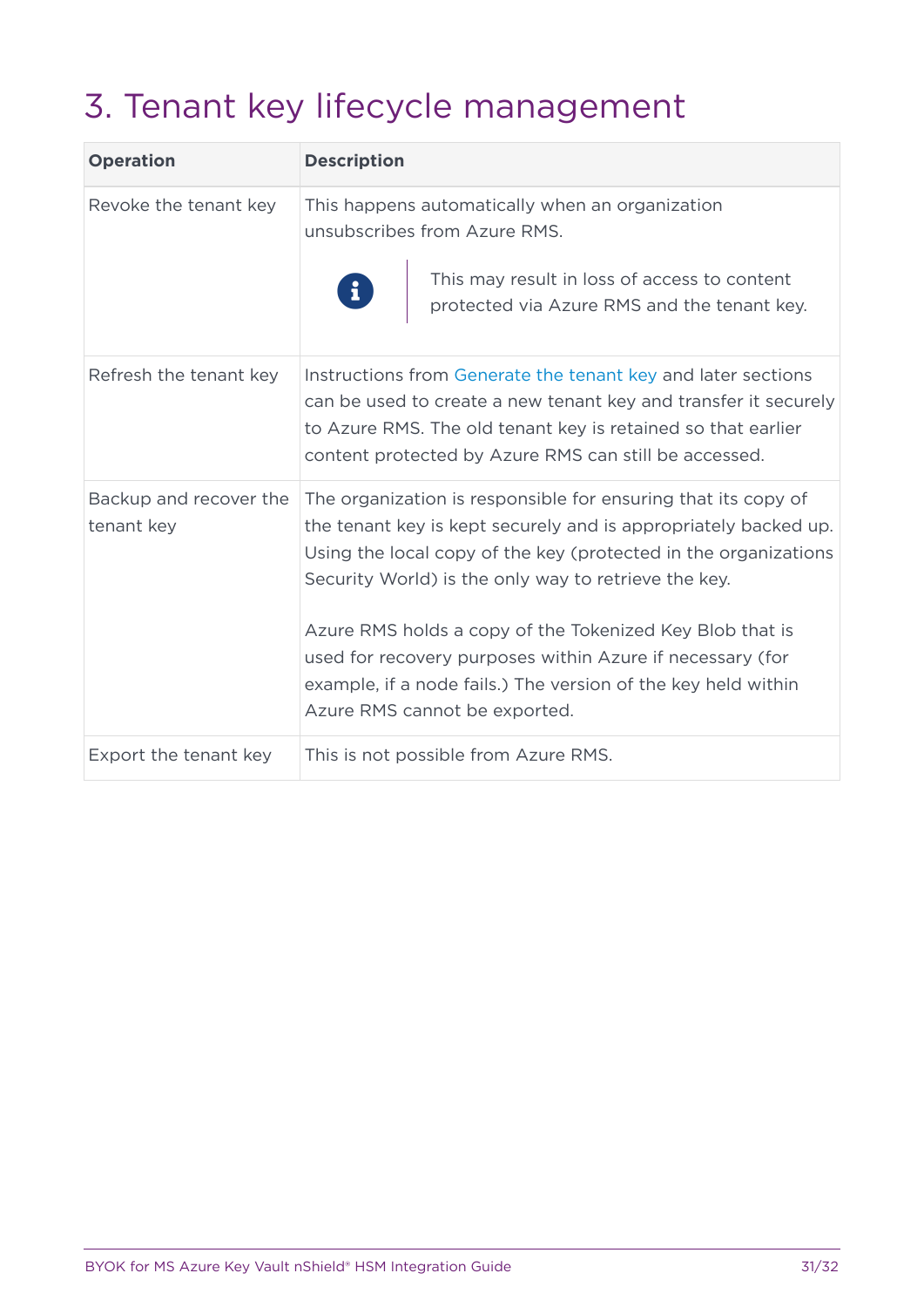# 3. Tenant key lifecycle management

| Operation | Description |
| --- | --- |
| Revoke the tenant key | This happens automatically when an organization unsubscribes from Azure RMS.<br><br>This may result in loss of access to content protected via Azure RMS and the tenant key. |
| Refresh the tenant key | Instructions from Generate the tenant key and later sections can be used to create a new tenant key and transfer it securely to Azure RMS. The old tenant key is retained so that earlier content protected by Azure RMS can still be accessed. |
| Backup and recover the tenant key | The organization is responsible for ensuring that its copy of the tenant key is kept securely and is appropriately backed up. Using the local copy of the key (protected in the organizations Security World) is the only way to retrieve the key.<br><br>Azure RMS holds a copy of the Tokenized Key Blob that is used for recovery purposes within Azure if necessary (for example, if a node fails.) The version of the key held within Azure RMS cannot be exported. |
| Export the tenant key | This is not possible from Azure RMS. |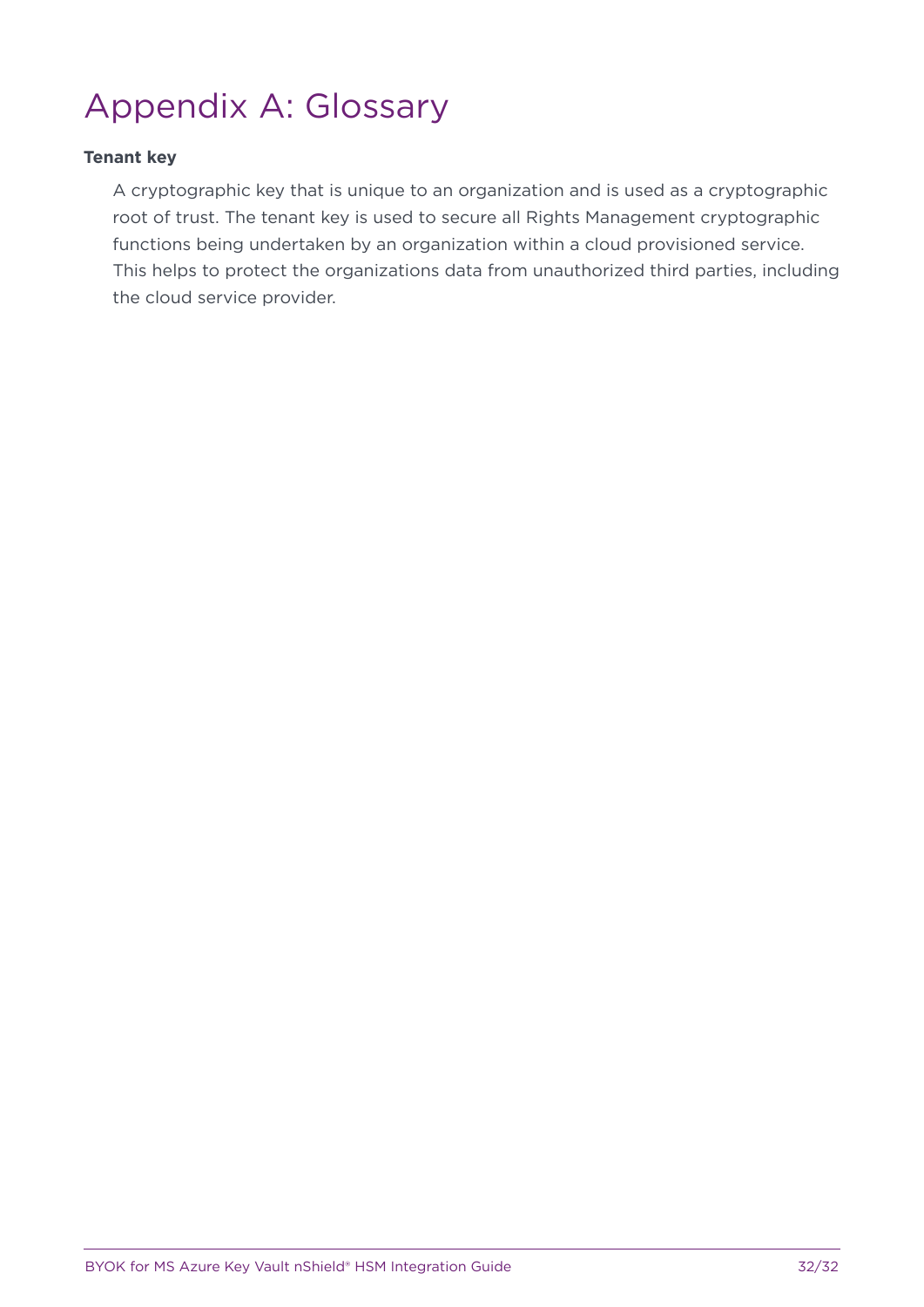# Appendix A: Glossary

**Tenant key**

A cryptographic key that is unique to an organization and is used as a cryptographic root of trust. The tenant key is used to secure all Rights Management cryptographic functions being undertaken by an organization within a cloud provisioned service. This helps to protect the organizations data from unauthorized third parties, including the cloud service provider.